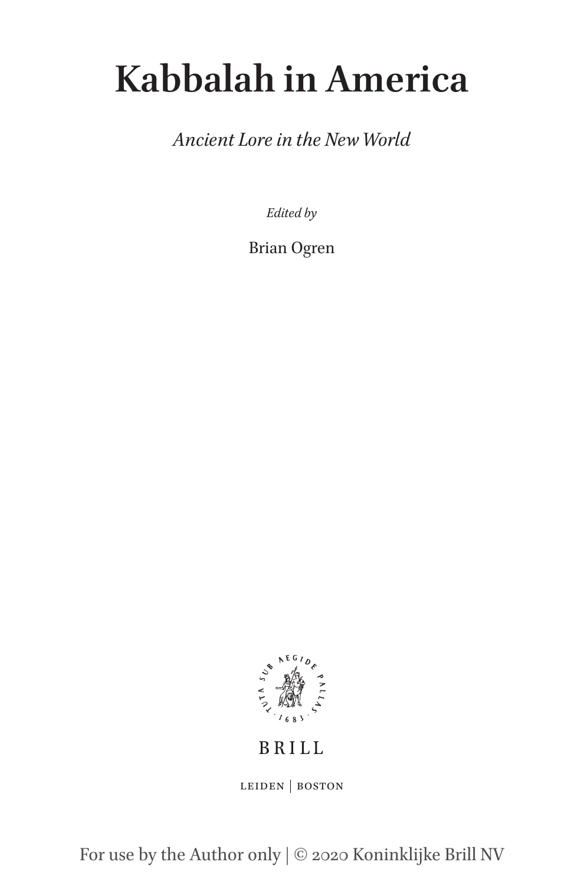# Kabbalah in America

*Ancient Lore in the New World*

*Edited by*

Brian Ogren

BRILL

LEIDEN | BOSTON

For use by the Author only | © 2020 Koninklijke Brill NV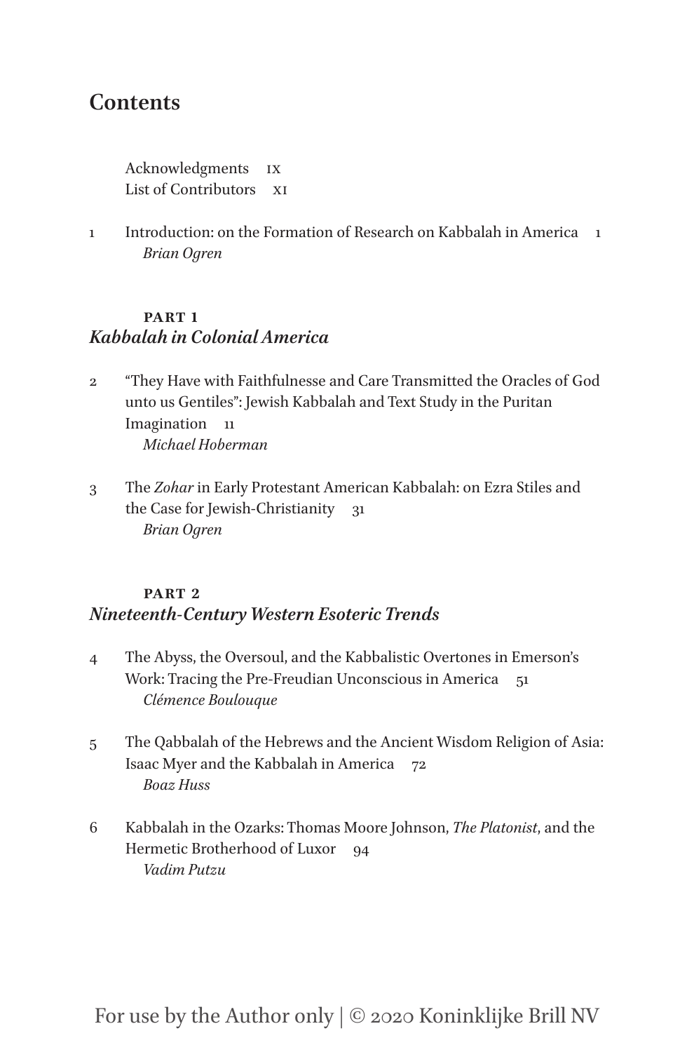# Contents

Acknowledgments IX
List of Contributors XI

1 Introduction: on the Formation of Research on Kabbalah in America 1
*Brian Ogren*

## PART 1
## *Kabbalah in Colonial America*

2 "They Have with Faithfulnesse and Care Transmitted the Oracles of God unto us Gentiles": Jewish Kabbalah and Text Study in the Puritan Imagination 11
*Michael Hoberman*

3 The *Zohar* in Early Protestant American Kabbalah: on Ezra Stiles and the Case for Jewish-Christianity 31
*Brian Ogren*

## PART 2
## *Nineteenth-Century Western Esoteric Trends*

4 The Abyss, the Oversoul, and the Kabbalistic Overtones in Emerson's Work: Tracing the Pre-Freudian Unconscious in America 51
*Clémence Boulouque*

5 The Qabbalah of the Hebrews and the Ancient Wisdom Religion of Asia: Isaac Myer and the Kabbalah in America 72
*Boaz Huss*

6 Kabbalah in the Ozarks: Thomas Moore Johnson, *The Platonist*, and the Hermetic Brotherhood of Luxor 94
*Vadim Putzu*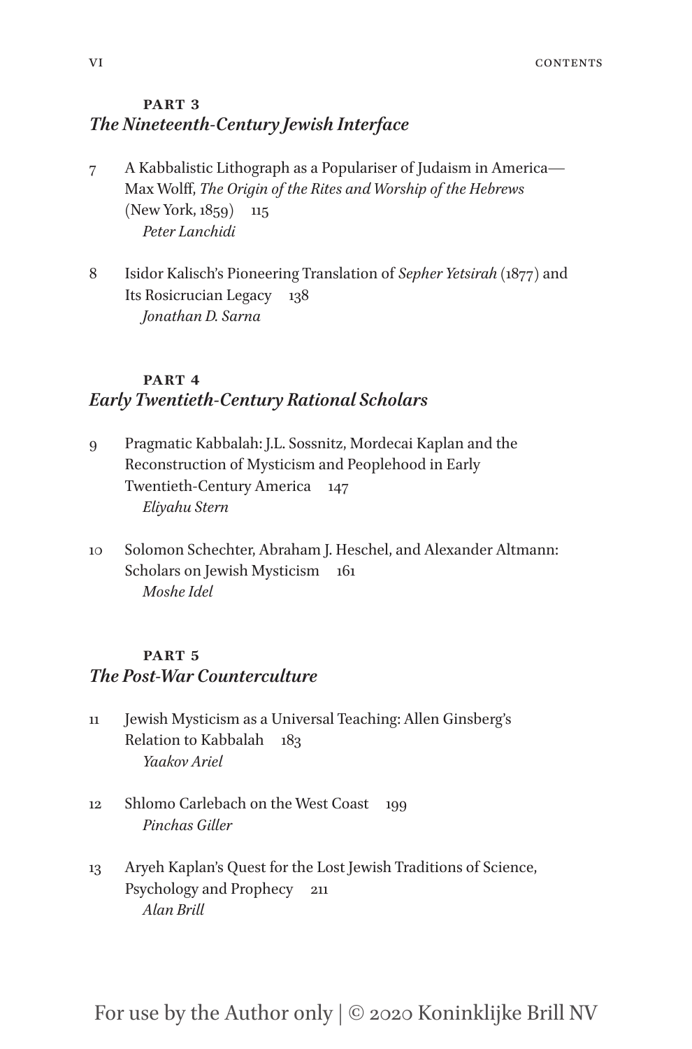## PART 3
## *The Nineteenth-Century Jewish Interface*

7 A Kabbalistic Lithograph as a Populariser of Judaism in America—Max Wolff, *The Origin of the Rites and Worship of the Hebrews* (New York, 1859) 115
*Peter Lanchidi*

8 Isidor Kalisch's Pioneering Translation of *Sepher Yetsirah* (1877) and Its Rosicrucian Legacy 138
*Jonathan D. Sarna*

## PART 4
## *Early Twentieth-Century Rational Scholars*

9 Pragmatic Kabbalah: J.L. Sossnitz, Mordecai Kaplan and the Reconstruction of Mysticism and Peoplehood in Early Twentieth-Century America 147
*Eliyahu Stern*

10 Solomon Schechter, Abraham J. Heschel, and Alexander Altmann: Scholars on Jewish Mysticism 161
*Moshe Idel*

## PART 5
## *The Post-War Counterculture*

11 Jewish Mysticism as a Universal Teaching: Allen Ginsberg's Relation to Kabbalah 183
*Yaakov Ariel*

12 Shlomo Carlebach on the West Coast 199
*Pinchas Giller*

13 Aryeh Kaplan's Quest for the Lost Jewish Traditions of Science, Psychology and Prophecy 211
*Alan Brill*

For use by the Author only | © 2020 Koninklijke Brill NV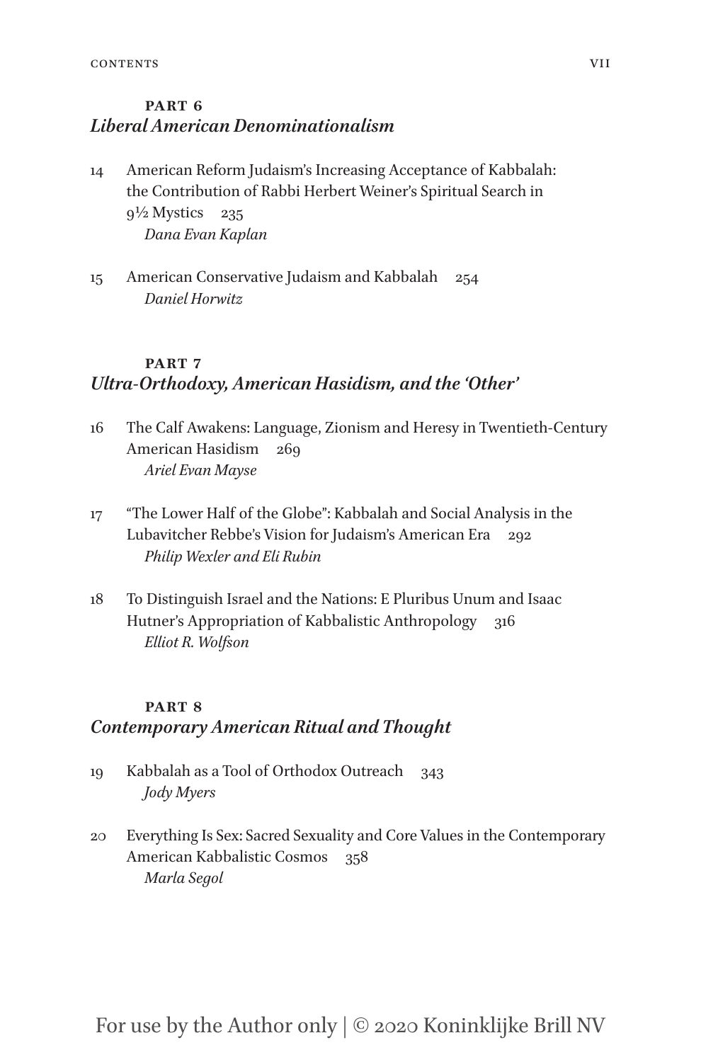## PART 6
## *Liberal American Denominationalism*

14 American Reform Judaism's Increasing Acceptance of Kabbalah: the Contribution of Rabbi Herbert Weiner's Spiritual Search in 9½ Mystics 235
*Dana Evan Kaplan*

15 American Conservative Judaism and Kabbalah 254
*Daniel Horwitz*

## PART 7
## *Ultra-Orthodoxy, American Hasidism, and the 'Other'*

16 The Calf Awakens: Language, Zionism and Heresy in Twentieth-Century American Hasidism 269
*Ariel Evan Mayse*

17 "The Lower Half of the Globe": Kabbalah and Social Analysis in the Lubavitcher Rebbe's Vision for Judaism's American Era 292
*Philip Wexler and Eli Rubin*

18 To Distinguish Israel and the Nations: E Pluribus Unum and Isaac Hutner's Appropriation of Kabbalistic Anthropology 316
*Elliot R. Wolfson*

## PART 8
## *Contemporary American Ritual and Thought*

19 Kabbalah as a Tool of Orthodox Outreach 343
*Jody Myers*

20 Everything Is Sex: Sacred Sexuality and Core Values in the Contemporary American Kabbalistic Cosmos 358
*Marla Segol*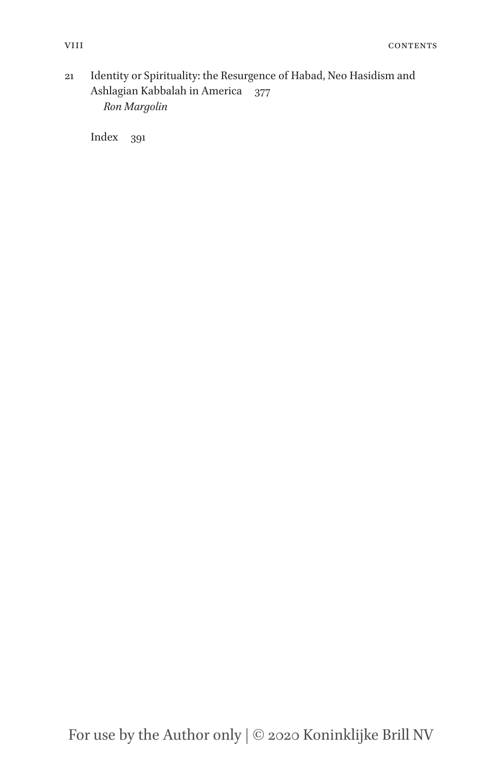21 Identity or Spirituality: the Resurgence of Habad, Neo Hasidism and Ashlagian Kabbalah in America 377
*Ron Margolin*

Index 391

For use by the Author only | © 2020 Koninklijke Brill NV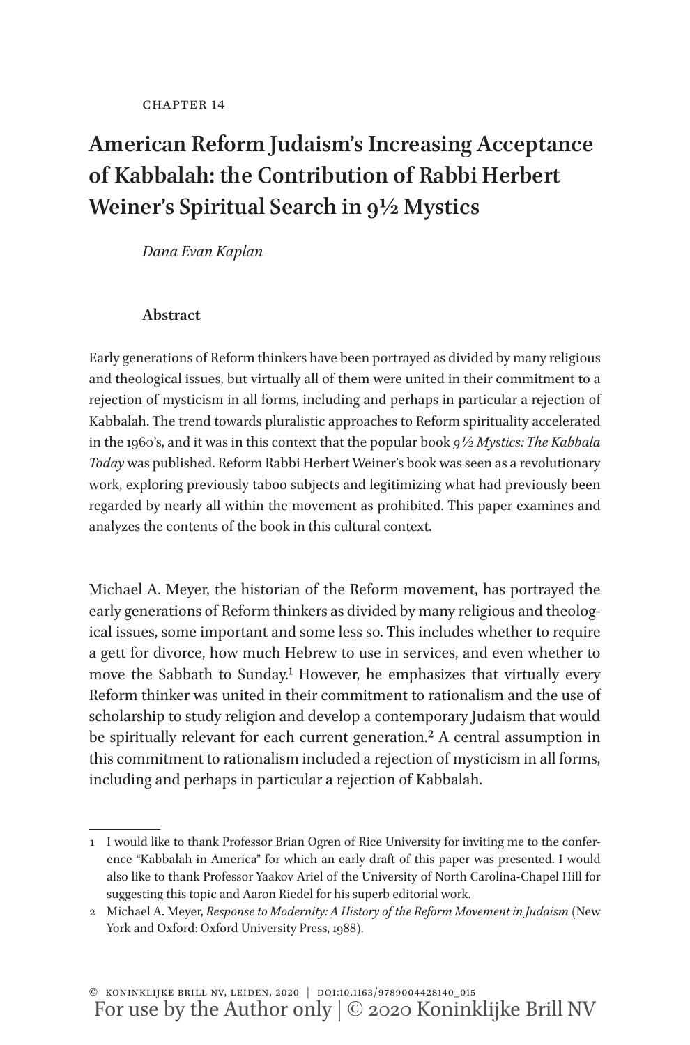CHAPTER 14

# American Reform Judaism's Increasing Acceptance of Kabbalah: the Contribution of Rabbi Herbert Weiner's Spiritual Search in 9½ Mystics

*Dana Evan Kaplan*

### Abstract

Early generations of Reform thinkers have been portrayed as divided by many religious and theological issues, but virtually all of them were united in their commitment to a rejection of mysticism in all forms, including and perhaps in particular a rejection of Kabbalah. The trend towards pluralistic approaches to Reform spirituality accelerated in the 1960's, and it was in this context that the popular book *9½ Mystics: The Kabbala Today* was published. Reform Rabbi Herbert Weiner's book was seen as a revolutionary work, exploring previously taboo subjects and legitimizing what had previously been regarded by nearly all within the movement as prohibited. This paper examines and analyzes the contents of the book in this cultural context.

Michael A. Meyer, the historian of the Reform movement, has portrayed the early generations of Reform thinkers as divided by many religious and theological issues, some important and some less so. This includes whether to require a gett for divorce, how much Hebrew to use in services, and even whether to move the Sabbath to Sunday.[1] However, he emphasizes that virtually every Reform thinker was united in their commitment to rationalism and the use of scholarship to study religion and develop a contemporary Judaism that would be spiritually relevant for each current generation.[2] A central assumption in this commitment to rationalism included a rejection of mysticism in all forms, including and perhaps in particular a rejection of Kabbalah.

---

1 I would like to thank Professor Brian Ogren of Rice University for inviting me to the conference "Kabbalah in America" for which an early draft of this paper was presented. I would also like to thank Professor Yaakov Ariel of the University of North Carolina-Chapel Hill for suggesting this topic and Aaron Riedel for his superb editorial work.

2 Michael A. Meyer, *Response to Modernity: A History of the Reform Movement in Judaism* (New York and Oxford: Oxford University Press, 1988).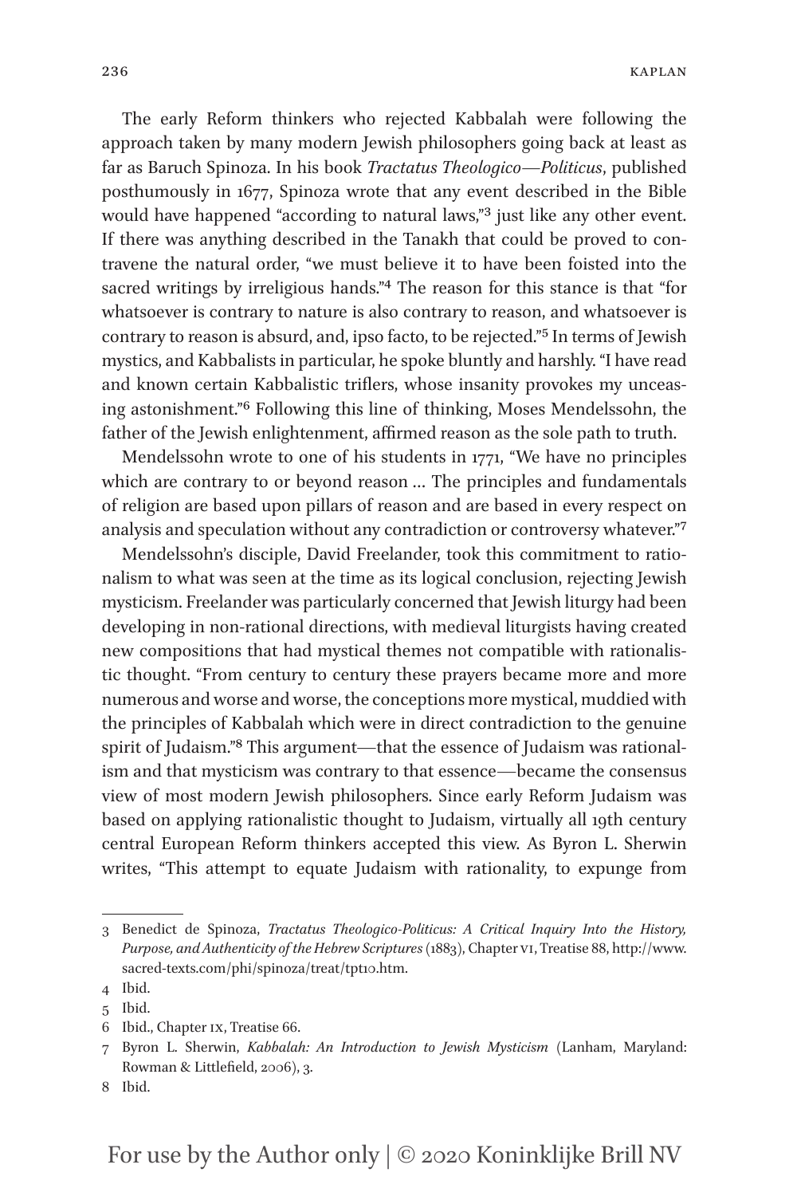The early Reform thinkers who rejected Kabbalah were following the approach taken by many modern Jewish philosophers going back at least as far as Baruch Spinoza. In his book *Tractatus Theologico—Politicus*, published posthumously in 1677, Spinoza wrote that any event described in the Bible would have happened "according to natural laws,"[3] just like any other event. If there was anything described in the Tanakh that could be proved to contravene the natural order, "we must believe it to have been foisted into the sacred writings by irreligious hands."[4] The reason for this stance is that "for whatsoever is contrary to nature is also contrary to reason, and whatsoever is contrary to reason is absurd, and, ipso facto, to be rejected."[5] In terms of Jewish mystics, and Kabbalists in particular, he spoke bluntly and harshly. "I have read and known certain Kabbalistic triflers, whose insanity provokes my unceasing astonishment."[6] Following this line of thinking, Moses Mendelssohn, the father of the Jewish enlightenment, affirmed reason as the sole path to truth.

Mendelssohn wrote to one of his students in 1771, "We have no principles which are contrary to or beyond reason … The principles and fundamentals of religion are based upon pillars of reason and are based in every respect on analysis and speculation without any contradiction or controversy whatever."[7]

Mendelssohn's disciple, David Freelander, took this commitment to rationalism to what was seen at the time as its logical conclusion, rejecting Jewish mysticism. Freelander was particularly concerned that Jewish liturgy had been developing in non-rational directions, with medieval liturgists having created new compositions that had mystical themes not compatible with rationalistic thought. "From century to century these prayers became more and more numerous and worse and worse, the conceptions more mystical, muddied with the principles of Kabbalah which were in direct contradiction to the genuine spirit of Judaism."[8] This argument—that the essence of Judaism was rationalism and that mysticism was contrary to that essence—became the consensus view of most modern Jewish philosophers. Since early Reform Judaism was based on applying rationalistic thought to Judaism, virtually all 19th century central European Reform thinkers accepted this view. As Byron L. Sherwin writes, "This attempt to equate Judaism with rationality, to expunge from

---

3 Benedict de Spinoza, *Tractatus Theologico-Politicus: A Critical Inquiry Into the History, Purpose, and Authenticity of the Hebrew Scriptures* (1883), Chapter VI, Treatise 88, http://www.sacred-texts.com/phi/spinoza/treat/tpt10.htm.

4 Ibid.

5 Ibid.

6 Ibid., Chapter IX, Treatise 66.

7 Byron L. Sherwin, *Kabbalah: An Introduction to Jewish Mysticism* (Lanham, Maryland: Rowman & Littlefield, 2006), 3.

8 Ibid.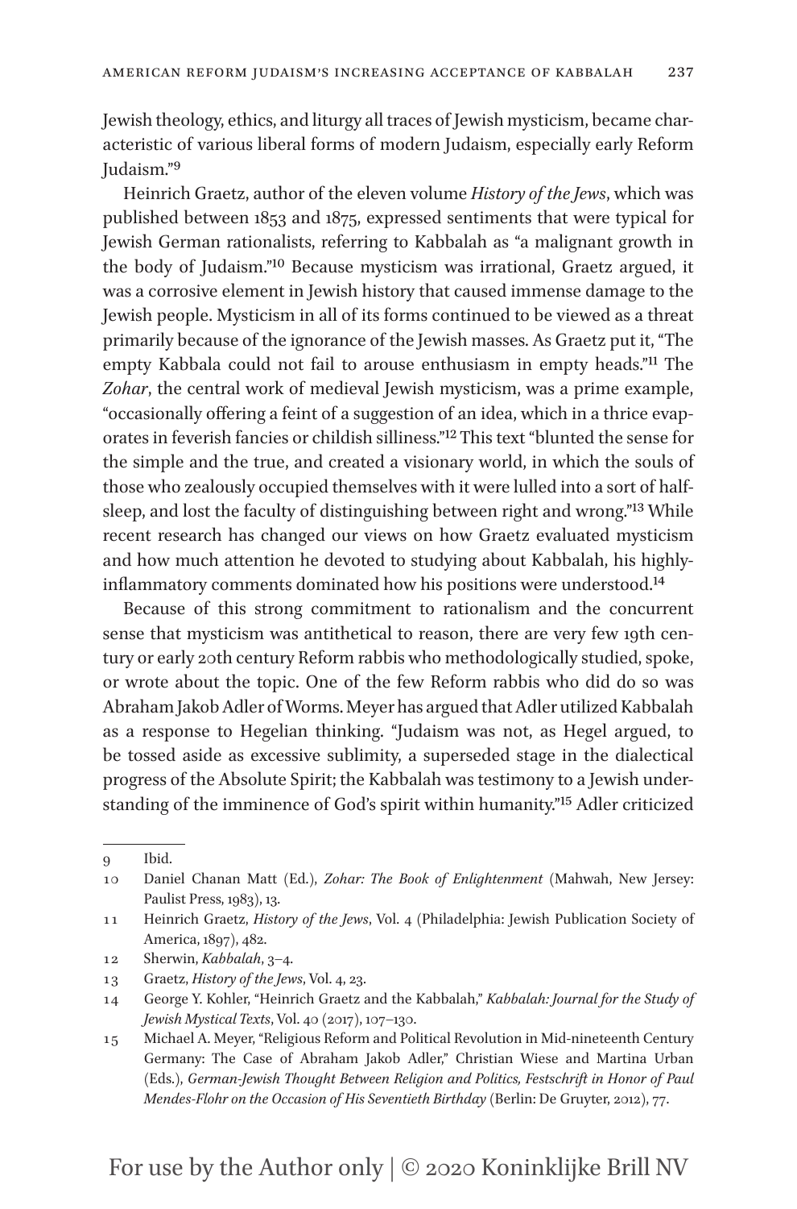Jewish theology, ethics, and liturgy all traces of Jewish mysticism, became characteristic of various liberal forms of modern Judaism, especially early Reform Judaism."[9]

Heinrich Graetz, author of the eleven volume *History of the Jews*, which was published between 1853 and 1875, expressed sentiments that were typical for Jewish German rationalists, referring to Kabbalah as "a malignant growth in the body of Judaism."[10] Because mysticism was irrational, Graetz argued, it was a corrosive element in Jewish history that caused immense damage to the Jewish people. Mysticism in all of its forms continued to be viewed as a threat primarily because of the ignorance of the Jewish masses. As Graetz put it, "The empty Kabbala could not fail to arouse enthusiasm in empty heads."[11] The *Zohar*, the central work of medieval Jewish mysticism, was a prime example, "occasionally offering a feint of a suggestion of an idea, which in a thrice evaporates in feverish fancies or childish silliness."[12] This text "blunted the sense for the simple and the true, and created a visionary world, in which the souls of those who zealously occupied themselves with it were lulled into a sort of half-sleep, and lost the faculty of distinguishing between right and wrong."[13] While recent research has changed our views on how Graetz evaluated mysticism and how much attention he devoted to studying about Kabbalah, his highly-inflammatory comments dominated how his positions were understood.[14]

Because of this strong commitment to rationalism and the concurrent sense that mysticism was antithetical to reason, there are very few 19th century or early 20th century Reform rabbis who methodologically studied, spoke, or wrote about the topic. One of the few Reform rabbis who did do so was Abraham Jakob Adler of Worms. Meyer has argued that Adler utilized Kabbalah as a response to Hegelian thinking. "Judaism was not, as Hegel argued, to be tossed aside as excessive sublimity, a superseded stage in the dialectical progress of the Absolute Spirit; the Kabbalah was testimony to a Jewish understanding of the imminence of God's spirit within humanity."[15] Adler criticized

---

9 Ibid.

10 Daniel Chanan Matt (Ed.), *Zohar: The Book of Enlightenment* (Mahwah, New Jersey: Paulist Press, 1983), 13.

11 Heinrich Graetz, *History of the Jews*, Vol. 4 (Philadelphia: Jewish Publication Society of America, 1897), 482.

12 Sherwin, *Kabbalah*, 3–4.

13 Graetz, *History of the Jews*, Vol. 4, 23.

14 George Y. Kohler, "Heinrich Graetz and the Kabbalah," *Kabbalah: Journal for the Study of Jewish Mystical Texts*, Vol. 40 (2017), 107–130.

15 Michael A. Meyer, "Religious Reform and Political Revolution in Mid-nineteenth Century Germany: The Case of Abraham Jakob Adler," Christian Wiese and Martina Urban (Eds.), *German-Jewish Thought Between Religion and Politics, Festschrift in Honor of Paul Mendes-Flohr on the Occasion of His Seventieth Birthday* (Berlin: De Gruyter, 2012), 77.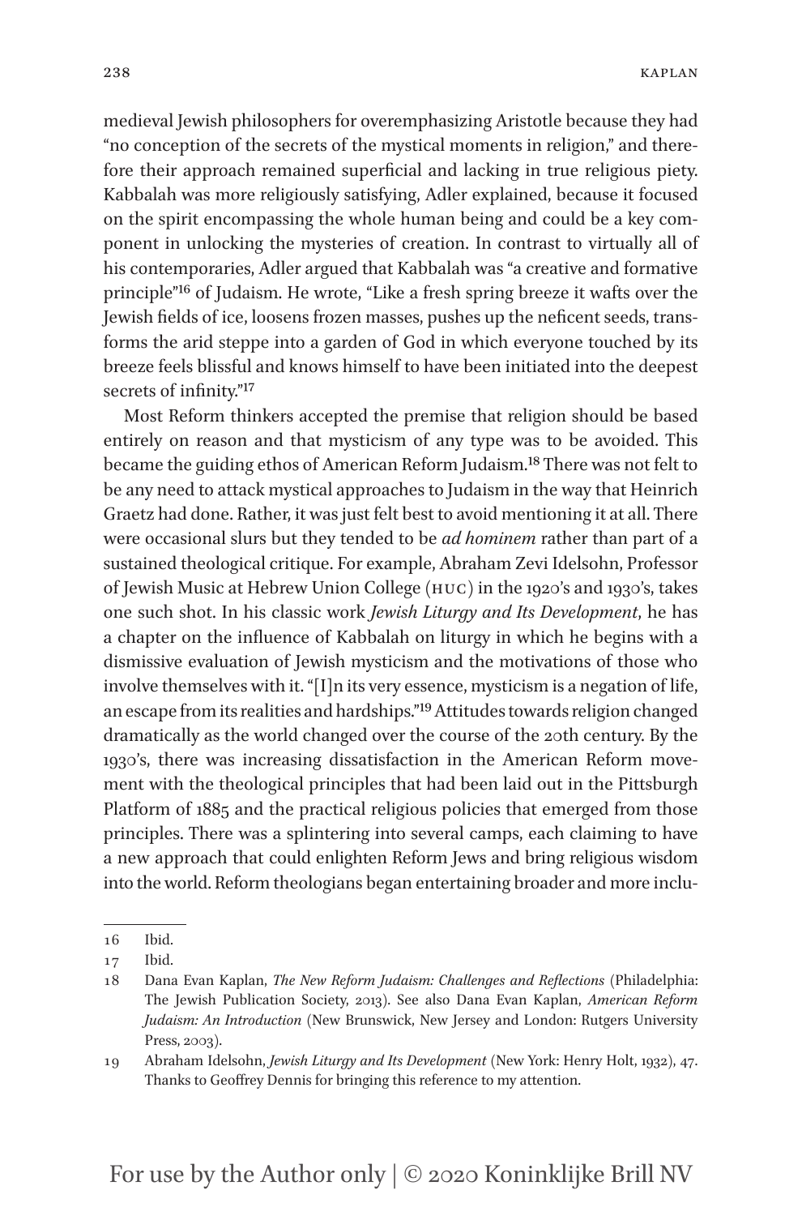medieval Jewish philosophers for overemphasizing Aristotle because they had "no conception of the secrets of the mystical moments in religion," and therefore their approach remained superficial and lacking in true religious piety. Kabbalah was more religiously satisfying, Adler explained, because it focused on the spirit encompassing the whole human being and could be a key component in unlocking the mysteries of creation. In contrast to virtually all of his contemporaries, Adler argued that Kabbalah was "a creative and formative principle"[16] of Judaism. He wrote, "Like a fresh spring breeze it wafts over the Jewish fields of ice, loosens frozen masses, pushes up the neficent seeds, transforms the arid steppe into a garden of God in which everyone touched by its breeze feels blissful and knows himself to have been initiated into the deepest secrets of infinity."[17]

Most Reform thinkers accepted the premise that religion should be based entirely on reason and that mysticism of any type was to be avoided. This became the guiding ethos of American Reform Judaism.[18] There was not felt to be any need to attack mystical approaches to Judaism in the way that Heinrich Graetz had done. Rather, it was just felt best to avoid mentioning it at all. There were occasional slurs but they tended to be *ad hominem* rather than part of a sustained theological critique. For example, Abraham Zevi Idelsohn, Professor of Jewish Music at Hebrew Union College (HUC) in the 1920's and 1930's, takes one such shot. In his classic work *Jewish Liturgy and Its Development*, he has a chapter on the influence of Kabbalah on liturgy in which he begins with a dismissive evaluation of Jewish mysticism and the motivations of those who involve themselves with it. "[I]n its very essence, mysticism is a negation of life, an escape from its realities and hardships."[19] Attitudes towards religion changed dramatically as the world changed over the course of the 20th century. By the 1930's, there was increasing dissatisfaction in the American Reform movement with the theological principles that had been laid out in the Pittsburgh Platform of 1885 and the practical religious policies that emerged from those principles. There was a splintering into several camps, each claiming to have a new approach that could enlighten Reform Jews and bring religious wisdom into the world. Reform theologians began entertaining broader and more inclu-

---

16 Ibid.

17 Ibid.

18 Dana Evan Kaplan, *The New Reform Judaism: Challenges and Reflections* (Philadelphia: The Jewish Publication Society, 2013). See also Dana Evan Kaplan, *American Reform Judaism: An Introduction* (New Brunswick, New Jersey and London: Rutgers University Press, 2003).

19 Abraham Idelsohn, *Jewish Liturgy and Its Development* (New York: Henry Holt, 1932), 47. Thanks to Geoffrey Dennis for bringing this reference to my attention.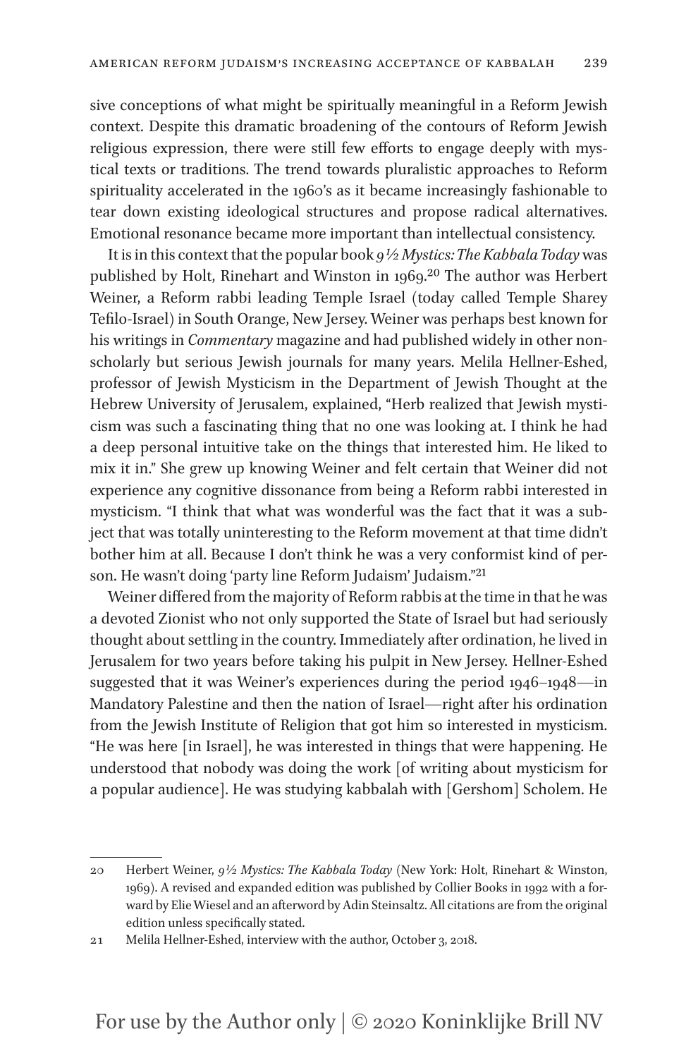sive conceptions of what might be spiritually meaningful in a Reform Jewish context. Despite this dramatic broadening of the contours of Reform Jewish religious expression, there were still few efforts to engage deeply with mystical texts or traditions. The trend towards pluralistic approaches to Reform spirituality accelerated in the 1960's as it became increasingly fashionable to tear down existing ideological structures and propose radical alternatives. Emotional resonance became more important than intellectual consistency.

It is in this context that the popular book *9½ Mystics: The Kabbala Today* was published by Holt, Rinehart and Winston in 1969.[20] The author was Herbert Weiner, a Reform rabbi leading Temple Israel (today called Temple Sharey Tefilo-Israel) in South Orange, New Jersey. Weiner was perhaps best known for his writings in *Commentary* magazine and had published widely in other non-scholarly but serious Jewish journals for many years. Melila Hellner-Eshed, professor of Jewish Mysticism in the Department of Jewish Thought at the Hebrew University of Jerusalem, explained, "Herb realized that Jewish mysticism was such a fascinating thing that no one was looking at. I think he had a deep personal intuitive take on the things that interested him. He liked to mix it in." She grew up knowing Weiner and felt certain that Weiner did not experience any cognitive dissonance from being a Reform rabbi interested in mysticism. "I think that what was wonderful was the fact that it was a subject that was totally uninteresting to the Reform movement at that time didn't bother him at all. Because I don't think he was a very conformist kind of person. He wasn't doing 'party line Reform Judaism' Judaism."[21]

Weiner differed from the majority of Reform rabbis at the time in that he was a devoted Zionist who not only supported the State of Israel but had seriously thought about settling in the country. Immediately after ordination, he lived in Jerusalem for two years before taking his pulpit in New Jersey. Hellner-Eshed suggested that it was Weiner's experiences during the period 1946–1948—in Mandatory Palestine and then the nation of Israel—right after his ordination from the Jewish Institute of Religion that got him so interested in mysticism. "He was here [in Israel], he was interested in things that were happening. He understood that nobody was doing the work [of writing about mysticism for a popular audience]. He was studying kabbalah with [Gershom] Scholem. He

---

20 Herbert Weiner, *9½ Mystics: The Kabbala Today* (New York: Holt, Rinehart & Winston, 1969). A revised and expanded edition was published by Collier Books in 1992 with a forward by Elie Wiesel and an afterword by Adin Steinsaltz. All citations are from the original edition unless specifically stated.

21 Melila Hellner-Eshed, interview with the author, October 3, 2018.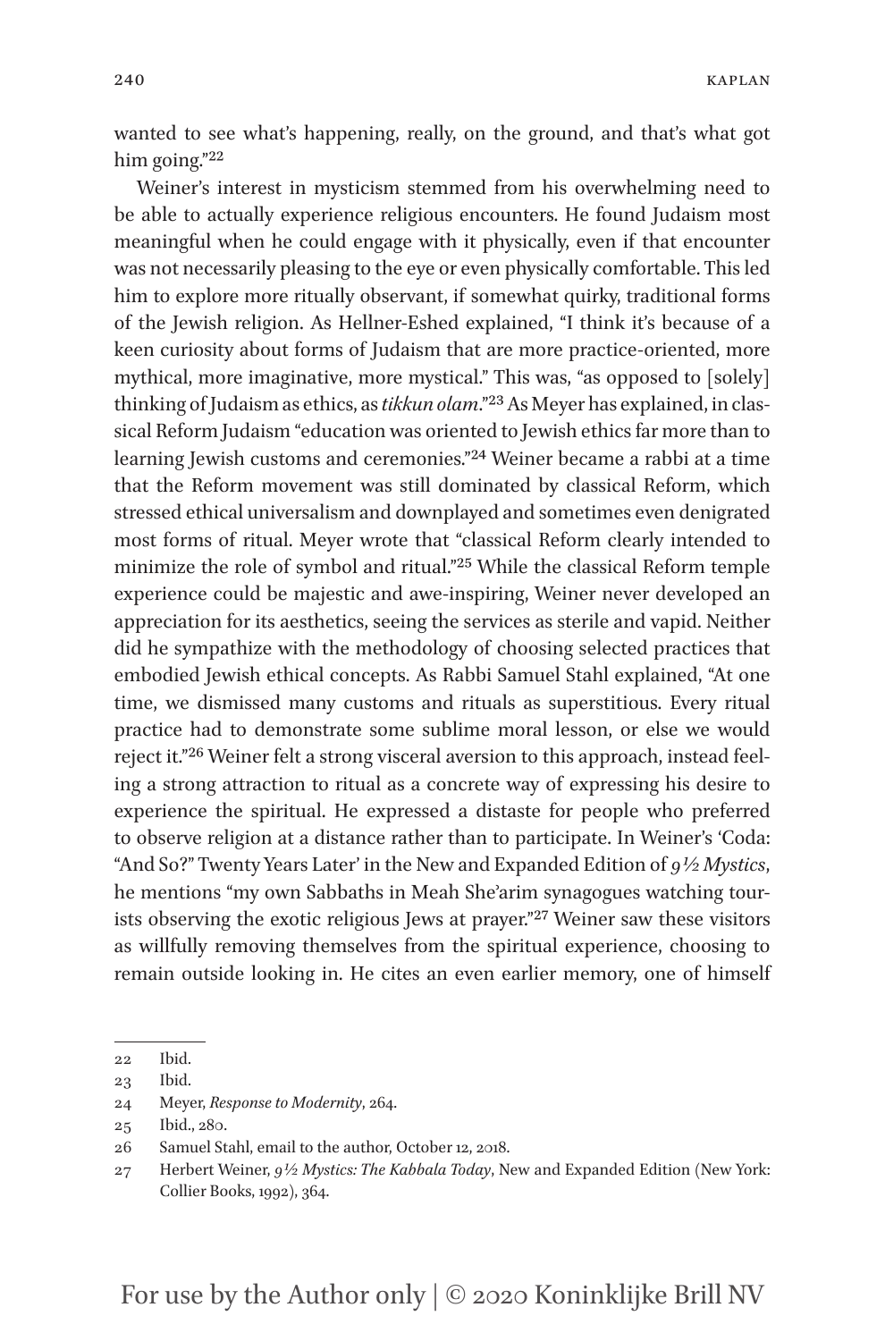wanted to see what's happening, really, on the ground, and that's what got him going."[22]

Weiner's interest in mysticism stemmed from his overwhelming need to be able to actually experience religious encounters. He found Judaism most meaningful when he could engage with it physically, even if that encounter was not necessarily pleasing to the eye or even physically comfortable. This led him to explore more ritually observant, if somewhat quirky, traditional forms of the Jewish religion. As Hellner-Eshed explained, "I think it's because of a keen curiosity about forms of Judaism that are more practice-oriented, more mythical, more imaginative, more mystical." This was, "as opposed to [solely] thinking of Judaism as ethics, as *tikkun olam*."[23] As Meyer has explained, in classical Reform Judaism "education was oriented to Jewish ethics far more than to learning Jewish customs and ceremonies."[24] Weiner became a rabbi at a time that the Reform movement was still dominated by classical Reform, which stressed ethical universalism and downplayed and sometimes even denigrated most forms of ritual. Meyer wrote that "classical Reform clearly intended to minimize the role of symbol and ritual."[25] While the classical Reform temple experience could be majestic and awe-inspiring, Weiner never developed an appreciation for its aesthetics, seeing the services as sterile and vapid. Neither did he sympathize with the methodology of choosing selected practices that embodied Jewish ethical concepts. As Rabbi Samuel Stahl explained, "At one time, we dismissed many customs and rituals as superstitious. Every ritual practice had to demonstrate some sublime moral lesson, or else we would reject it."[26] Weiner felt a strong visceral aversion to this approach, instead feeling a strong attraction to ritual as a concrete way of expressing his desire to experience the spiritual. He expressed a distaste for people who preferred to observe religion at a distance rather than to participate. In Weiner's 'Coda: "And So?" Twenty Years Later' in the New and Expanded Edition of *9½ Mystics*, he mentions "my own Sabbaths in Meah She'arim synagogues watching tourists observing the exotic religious Jews at prayer."[27] Weiner saw these visitors as willfully removing themselves from the spiritual experience, choosing to remain outside looking in. He cites an even earlier memory, one of himself

---

22 Ibid.

23 Ibid.

24 Meyer, *Response to Modernity*, 264.

25 Ibid., 280.

26 Samuel Stahl, email to the author, October 12, 2018.

27 Herbert Weiner, *9½ Mystics: The Kabbala Today*, New and Expanded Edition (New York: Collier Books, 1992), 364.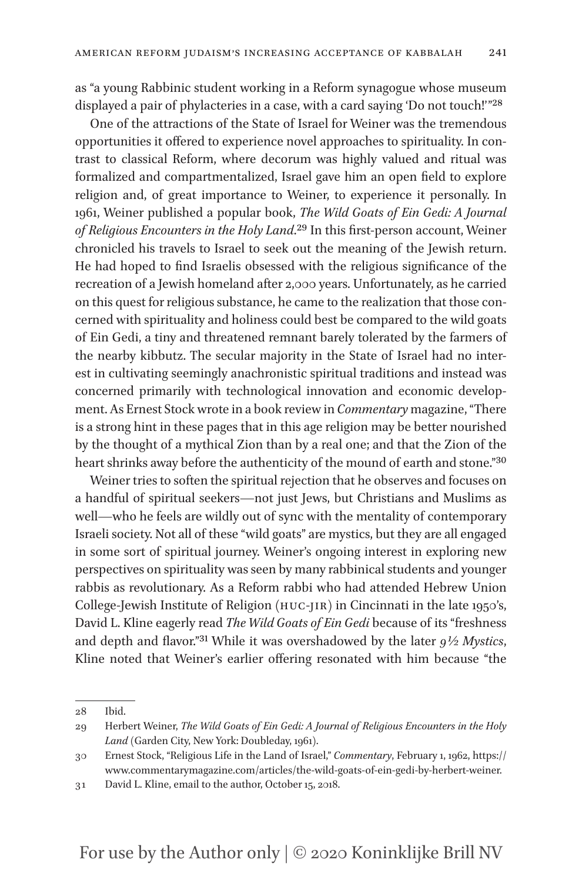as "a young Rabbinic student working in a Reform synagogue whose museum displayed a pair of phylacteries in a case, with a card saying 'Do not touch!'"[28]

One of the attractions of the State of Israel for Weiner was the tremendous opportunities it offered to experience novel approaches to spirituality. In contrast to classical Reform, where decorum was highly valued and ritual was formalized and compartmentalized, Israel gave him an open field to explore religion and, of great importance to Weiner, to experience it personally. In 1961, Weiner published a popular book, *The Wild Goats of Ein Gedi: A Journal of Religious Encounters in the Holy Land*.[29] In this first-person account, Weiner chronicled his travels to Israel to seek out the meaning of the Jewish return. He had hoped to find Israelis obsessed with the religious significance of the recreation of a Jewish homeland after 2,000 years. Unfortunately, as he carried on this quest for religious substance, he came to the realization that those concerned with spirituality and holiness could best be compared to the wild goats of Ein Gedi, a tiny and threatened remnant barely tolerated by the farmers of the nearby kibbutz. The secular majority in the State of Israel had no interest in cultivating seemingly anachronistic spiritual traditions and instead was concerned primarily with technological innovation and economic development. As Ernest Stock wrote in a book review in *Commentary* magazine, "There is a strong hint in these pages that in this age religion may be better nourished by the thought of a mythical Zion than by a real one; and that the Zion of the heart shrinks away before the authenticity of the mound of earth and stone."[30]

Weiner tries to soften the spiritual rejection that he observes and focuses on a handful of spiritual seekers—not just Jews, but Christians and Muslims as well—who he feels are wildly out of sync with the mentality of contemporary Israeli society. Not all of these "wild goats" are mystics, but they are all engaged in some sort of spiritual journey. Weiner's ongoing interest in exploring new perspectives on spirituality was seen by many rabbinical students and younger rabbis as revolutionary. As a Reform rabbi who had attended Hebrew Union College-Jewish Institute of Religion (HUC-JIR) in Cincinnati in the late 1950's, David L. Kline eagerly read *The Wild Goats of Ein Gedi* because of its "freshness and depth and flavor."[31] While it was overshadowed by the later *9½ Mystics*, Kline noted that Weiner's earlier offering resonated with him because "the

---

28 Ibid.

29 Herbert Weiner, *The Wild Goats of Ein Gedi: A Journal of Religious Encounters in the Holy Land* (Garden City, New York: Doubleday, 1961).

30 Ernest Stock, "Religious Life in the Land of Israel," *Commentary*, February 1, 1962, https://www.commentarymagazine.com/articles/the-wild-goats-of-ein-gedi-by-herbert-weiner.

31 David L. Kline, email to the author, October 15, 2018.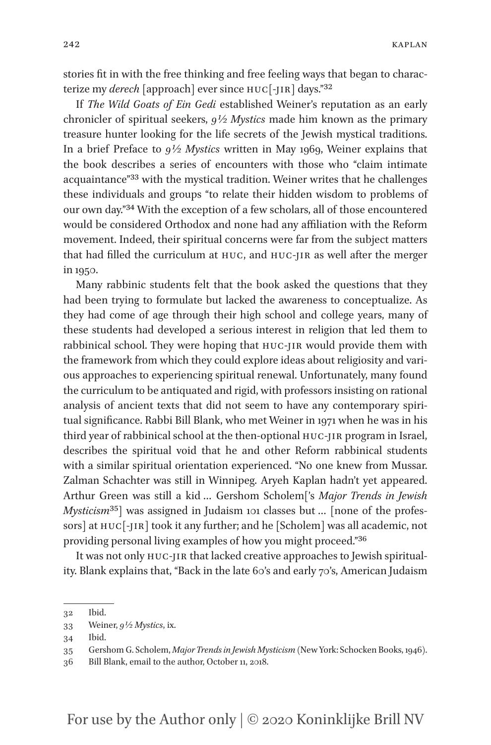stories fit in with the free thinking and free feeling ways that began to characterize my *derech* [approach] ever since HUC[-JIR] days."[32]

If *The Wild Goats of Ein Gedi* established Weiner's reputation as an early chronicler of spiritual seekers, *9½ Mystics* made him known as the primary treasure hunter looking for the life secrets of the Jewish mystical traditions. In a brief Preface to *9½ Mystics* written in May 1969, Weiner explains that the book describes a series of encounters with those who "claim intimate acquaintance"[33] with the mystical tradition. Weiner writes that he challenges these individuals and groups "to relate their hidden wisdom to problems of our own day."[34] With the exception of a few scholars, all of those encountered would be considered Orthodox and none had any affiliation with the Reform movement. Indeed, their spiritual concerns were far from the subject matters that had filled the curriculum at HUC, and HUC-JIR as well after the merger in 1950.

Many rabbinic students felt that the book asked the questions that they had been trying to formulate but lacked the awareness to conceptualize. As they had come of age through their high school and college years, many of these students had developed a serious interest in religion that led them to rabbinical school. They were hoping that HUC-JIR would provide them with the framework from which they could explore ideas about religiosity and various approaches to experiencing spiritual renewal. Unfortunately, many found the curriculum to be antiquated and rigid, with professors insisting on rational analysis of ancient texts that did not seem to have any contemporary spiritual significance. Rabbi Bill Blank, who met Weiner in 1971 when he was in his third year of rabbinical school at the then-optional HUC-JIR program in Israel, describes the spiritual void that he and other Reform rabbinical students with a similar spiritual orientation experienced. "No one knew from Mussar. Zalman Schachter was still in Winnipeg. Aryeh Kaplan hadn't yet appeared. Arthur Green was still a kid … Gershom Scholem['s *Major Trends in Jewish Mysticism*[35]] was assigned in Judaism 101 classes but … [none of the professors] at HUC[-JIR] took it any further; and he [Scholem] was all academic, not providing personal living examples of how you might proceed."[36]

It was not only HUC-JIR that lacked creative approaches to Jewish spirituality. Blank explains that, "Back in the late 60's and early 70's, American Judaism

---

32 Ibid.

33 Weiner, *9½ Mystics*, ix.

34 Ibid.

35 Gershom G. Scholem, *Major Trends in Jewish Mysticism* (New York: Schocken Books, 1946).

36 Bill Blank, email to the author, October 11, 2018.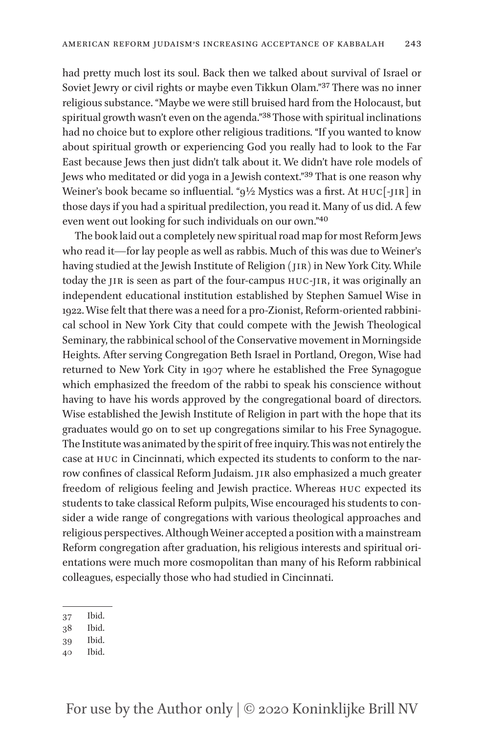had pretty much lost its soul. Back then we talked about survival of Israel or Soviet Jewry or civil rights or maybe even Tikkun Olam."[37] There was no inner religious substance. "Maybe we were still bruised hard from the Holocaust, but spiritual growth wasn't even on the agenda."[38] Those with spiritual inclinations had no choice but to explore other religious traditions. "If you wanted to know about spiritual growth or experiencing God you really had to look to the Far East because Jews then just didn't talk about it. We didn't have role models of Jews who meditated or did yoga in a Jewish context."[39] That is one reason why Weiner's book became so influential. "9½ Mystics was a first. At HUC[-JIR] in those days if you had a spiritual predilection, you read it. Many of us did. A few even went out looking for such individuals on our own."[40]

The book laid out a completely new spiritual road map for most Reform Jews who read it—for lay people as well as rabbis. Much of this was due to Weiner's having studied at the Jewish Institute of Religion (JIR) in New York City. While today the JIR is seen as part of the four-campus HUC-JIR, it was originally an independent educational institution established by Stephen Samuel Wise in 1922. Wise felt that there was a need for a pro-Zionist, Reform-oriented rabbinical school in New York City that could compete with the Jewish Theological Seminary, the rabbinical school of the Conservative movement in Morningside Heights. After serving Congregation Beth Israel in Portland, Oregon, Wise had returned to New York City in 1907 where he established the Free Synagogue which emphasized the freedom of the rabbi to speak his conscience without having to have his words approved by the congregational board of directors. Wise established the Jewish Institute of Religion in part with the hope that its graduates would go on to set up congregations similar to his Free Synagogue. The Institute was animated by the spirit of free inquiry. This was not entirely the case at HUC in Cincinnati, which expected its students to conform to the narrow confines of classical Reform Judaism. JIR also emphasized a much greater freedom of religious feeling and Jewish practice. Whereas HUC expected its students to take classical Reform pulpits, Wise encouraged his students to consider a wide range of congregations with various theological approaches and religious perspectives. Although Weiner accepted a position with a mainstream Reform congregation after graduation, his religious interests and spiritual orientations were much more cosmopolitan than many of his Reform rabbinical colleagues, especially those who had studied in Cincinnati.

---

37 Ibid.

38 Ibid.

39 Ibid.

40 Ibid.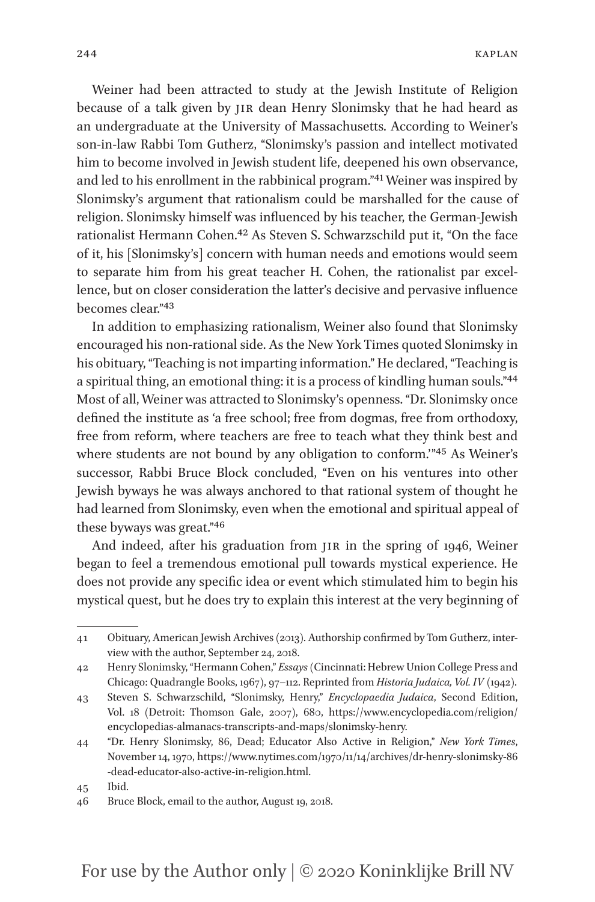Weiner had been attracted to study at the Jewish Institute of Religion because of a talk given by JIR dean Henry Slonimsky that he had heard as an undergraduate at the University of Massachusetts. According to Weiner's son-in-law Rabbi Tom Gutherz, "Slonimsky's passion and intellect motivated him to become involved in Jewish student life, deepened his own observance, and led to his enrollment in the rabbinical program."[41] Weiner was inspired by Slonimsky's argument that rationalism could be marshalled for the cause of religion. Slonimsky himself was influenced by his teacher, the German-Jewish rationalist Hermann Cohen.[42] As Steven S. Schwarzschild put it, "On the face of it, his [Slonimsky's] concern with human needs and emotions would seem to separate him from his great teacher H. Cohen, the rationalist par excellence, but on closer consideration the latter's decisive and pervasive influence becomes clear."[43]

In addition to emphasizing rationalism, Weiner also found that Slonimsky encouraged his non-rational side. As the New York Times quoted Slonimsky in his obituary, "Teaching is not imparting information." He declared, "Teaching is a spiritual thing, an emotional thing: it is a process of kindling human souls."[44] Most of all, Weiner was attracted to Slonimsky's openness. "Dr. Slonimsky once defined the institute as 'a free school; free from dogmas, free from orthodoxy, free from reform, where teachers are free to teach what they think best and where students are not bound by any obligation to conform.'"[45] As Weiner's successor, Rabbi Bruce Block concluded, "Even on his ventures into other Jewish byways he was always anchored to that rational system of thought he had learned from Slonimsky, even when the emotional and spiritual appeal of these byways was great."[46]

And indeed, after his graduation from JIR in the spring of 1946, Weiner began to feel a tremendous emotional pull towards mystical experience. He does not provide any specific idea or event which stimulated him to begin his mystical quest, but he does try to explain this interest at the very beginning of

---

41 Obituary, American Jewish Archives (2013). Authorship confirmed by Tom Gutherz, interview with the author, September 24, 2018.

42 Henry Slonimsky, "Hermann Cohen," *Essays* (Cincinnati: Hebrew Union College Press and Chicago: Quadrangle Books, 1967), 97–112. Reprinted from *Historia Judaica, Vol. IV* (1942).

43 Steven S. Schwarzschild, "Slonimsky, Henry," *Encyclopaedia Judaica*, Second Edition, Vol. 18 (Detroit: Thomson Gale, 2007), 680, https://www.encyclopedia.com/religion/encyclopedias-almanacs-transcripts-and-maps/slonimsky-henry.

44 "Dr. Henry Slonimsky, 86, Dead; Educator Also Active in Religion," *New York Times*, November 14, 1970, https://www.nytimes.com/1970/11/14/archives/dr-henry-slonimsky-86-dead-educator-also-active-in-religion.html.

45 Ibid.

46 Bruce Block, email to the author, August 19, 2018.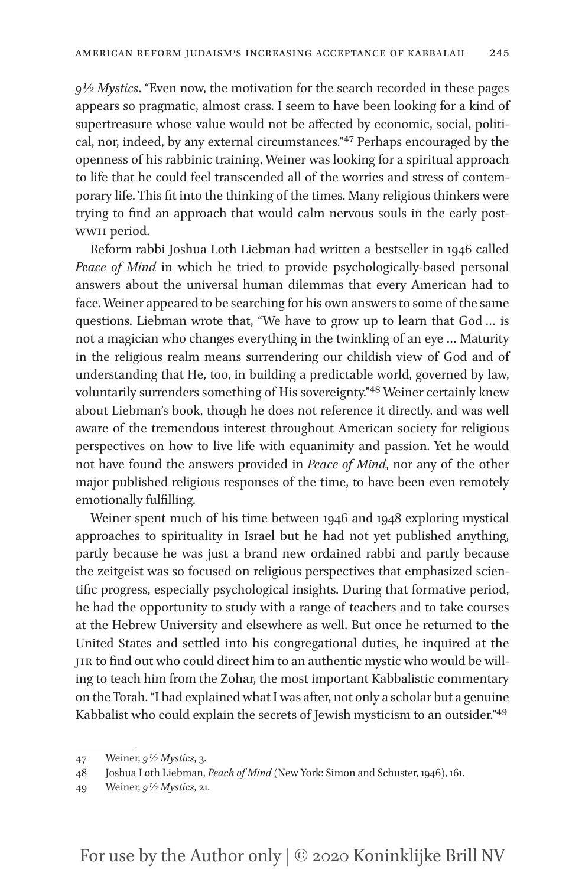*9½ Mystics*. "Even now, the motivation for the search recorded in these pages appears so pragmatic, almost crass. I seem to have been looking for a kind of supertreasure whose value would not be affected by economic, social, political, nor, indeed, by any external circumstances."[47] Perhaps encouraged by the openness of his rabbinic training, Weiner was looking for a spiritual approach to life that he could feel transcended all of the worries and stress of contemporary life. This fit into the thinking of the times. Many religious thinkers were trying to find an approach that would calm nervous souls in the early post-WWII period.

Reform rabbi Joshua Loth Liebman had written a bestseller in 1946 called *Peace of Mind* in which he tried to provide psychologically-based personal answers about the universal human dilemmas that every American had to face. Weiner appeared to be searching for his own answers to some of the same questions. Liebman wrote that, "We have to grow up to learn that God … is not a magician who changes everything in the twinkling of an eye … Maturity in the religious realm means surrendering our childish view of God and of understanding that He, too, in building a predictable world, governed by law, voluntarily surrenders something of His sovereignty."[48] Weiner certainly knew about Liebman's book, though he does not reference it directly, and was well aware of the tremendous interest throughout American society for religious perspectives on how to live life with equanimity and passion. Yet he would not have found the answers provided in *Peace of Mind*, nor any of the other major published religious responses of the time, to have been even remotely emotionally fulfilling.

Weiner spent much of his time between 1946 and 1948 exploring mystical approaches to spirituality in Israel but he had not yet published anything, partly because he was just a brand new ordained rabbi and partly because the zeitgeist was so focused on religious perspectives that emphasized scientific progress, especially psychological insights. During that formative period, he had the opportunity to study with a range of teachers and to take courses at the Hebrew University and elsewhere as well. But once he returned to the United States and settled into his congregational duties, he inquired at the JIR to find out who could direct him to an authentic mystic who would be willing to teach him from the Zohar, the most important Kabbalistic commentary on the Torah. "I had explained what I was after, not only a scholar but a genuine Kabbalist who could explain the secrets of Jewish mysticism to an outsider."[49]

---

47 Weiner, *9½ Mystics*, 3.

48 Joshua Loth Liebman, *Peach of Mind* (New York: Simon and Schuster, 1946), 161.

49 Weiner, *9½ Mystics*, 21.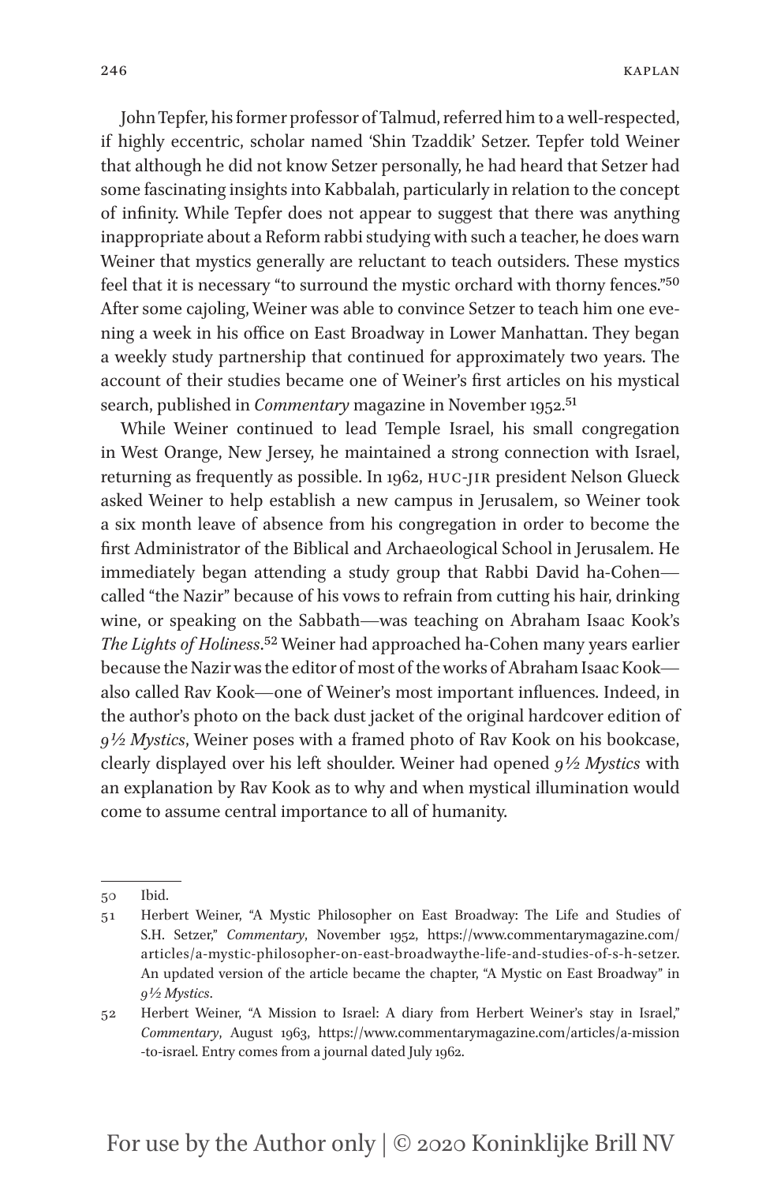John Tepfer, his former professor of Talmud, referred him to a well-respected, if highly eccentric, scholar named 'Shin Tzaddik' Setzer. Tepfer told Weiner that although he did not know Setzer personally, he had heard that Setzer had some fascinating insights into Kabbalah, particularly in relation to the concept of infinity. While Tepfer does not appear to suggest that there was anything inappropriate about a Reform rabbi studying with such a teacher, he does warn Weiner that mystics generally are reluctant to teach outsiders. These mystics feel that it is necessary "to surround the mystic orchard with thorny fences."[50] After some cajoling, Weiner was able to convince Setzer to teach him one evening a week in his office on East Broadway in Lower Manhattan. They began a weekly study partnership that continued for approximately two years. The account of their studies became one of Weiner's first articles on his mystical search, published in *Commentary* magazine in November 1952.[51]

While Weiner continued to lead Temple Israel, his small congregation in West Orange, New Jersey, he maintained a strong connection with Israel, returning as frequently as possible. In 1962, HUC-JIR president Nelson Glueck asked Weiner to help establish a new campus in Jerusalem, so Weiner took a six month leave of absence from his congregation in order to become the first Administrator of the Biblical and Archaeological School in Jerusalem. He immediately began attending a study group that Rabbi David ha-Cohen—called "the Nazir" because of his vows to refrain from cutting his hair, drinking wine, or speaking on the Sabbath—was teaching on Abraham Isaac Kook's *The Lights of Holiness*.[52] Weiner had approached ha-Cohen many years earlier because the Nazir was the editor of most of the works of Abraham Isaac Kook—also called Rav Kook—one of Weiner's most important influences. Indeed, in the author's photo on the back dust jacket of the original hardcover edition of *9½ Mystics*, Weiner poses with a framed photo of Rav Kook on his bookcase, clearly displayed over his left shoulder. Weiner had opened *9½ Mystics* with an explanation by Rav Kook as to why and when mystical illumination would come to assume central importance to all of humanity.

---

50 Ibid.

51 Herbert Weiner, "A Mystic Philosopher on East Broadway: The Life and Studies of S.H. Setzer," *Commentary*, November 1952, https://www.commentarymagazine.com/articles/a-mystic-philosopher-on-east-broadwaythe-life-and-studies-of-s-h-setzer. An updated version of the article became the chapter, "A Mystic on East Broadway" in *9½ Mystics*.

52 Herbert Weiner, "A Mission to Israel: A diary from Herbert Weiner's stay in Israel," *Commentary*, August 1963, https://www.commentarymagazine.com/articles/a-mission-to-israel. Entry comes from a journal dated July 1962.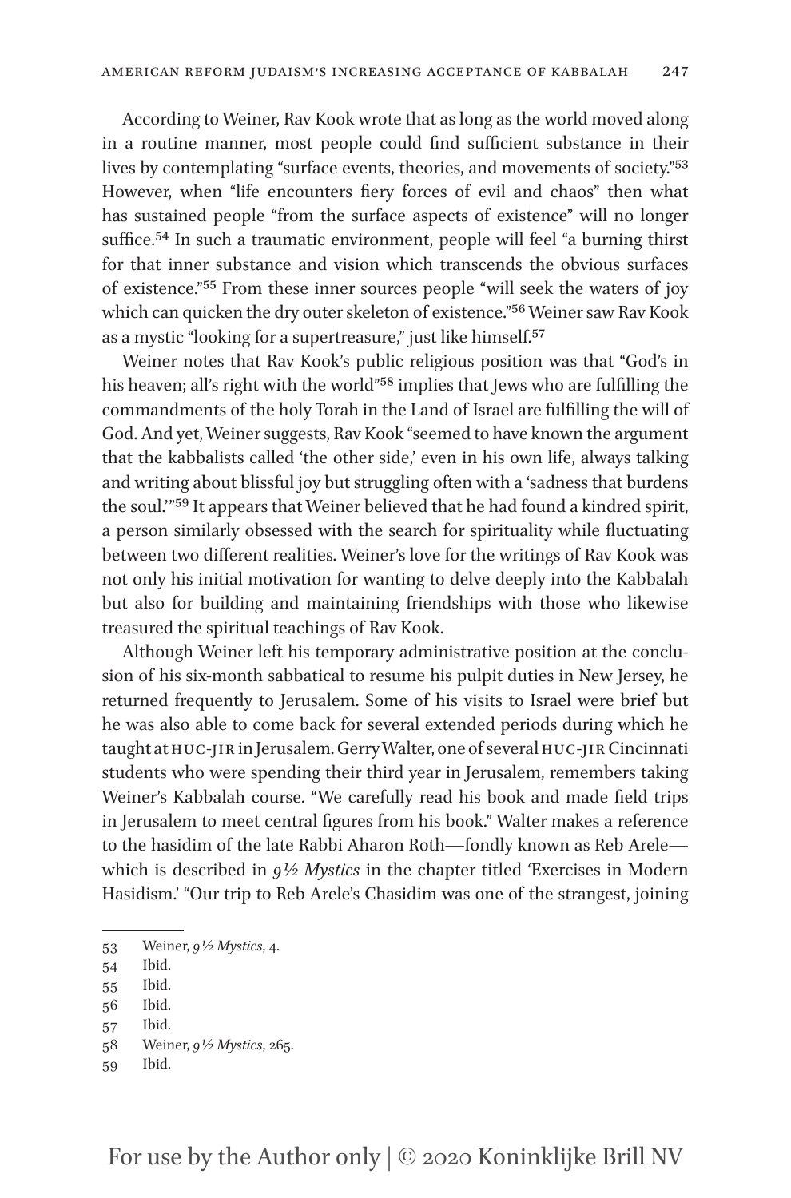According to Weiner, Rav Kook wrote that as long as the world moved along in a routine manner, most people could find sufficient substance in their lives by contemplating "surface events, theories, and movements of society."[53] However, when "life encounters fiery forces of evil and chaos" then what has sustained people "from the surface aspects of existence" will no longer suffice.[54] In such a traumatic environment, people will feel "a burning thirst for that inner substance and vision which transcends the obvious surfaces of existence."[55] From these inner sources people "will seek the waters of joy which can quicken the dry outer skeleton of existence."[56] Weiner saw Rav Kook as a mystic "looking for a supertreasure," just like himself.[57]

Weiner notes that Rav Kook's public religious position was that "God's in his heaven; all's right with the world"[58] implies that Jews who are fulfilling the commandments of the holy Torah in the Land of Israel are fulfilling the will of God. And yet, Weiner suggests, Rav Kook "seemed to have known the argument that the kabbalists called 'the other side,' even in his own life, always talking and writing about blissful joy but struggling often with a 'sadness that burdens the soul.'"[59] It appears that Weiner believed that he had found a kindred spirit, a person similarly obsessed with the search for spirituality while fluctuating between two different realities. Weiner's love for the writings of Rav Kook was not only his initial motivation for wanting to delve deeply into the Kabbalah but also for building and maintaining friendships with those who likewise treasured the spiritual teachings of Rav Kook.

Although Weiner left his temporary administrative position at the conclusion of his six-month sabbatical to resume his pulpit duties in New Jersey, he returned frequently to Jerusalem. Some of his visits to Israel were brief but he was also able to come back for several extended periods during which he taught at HUC-JIR in Jerusalem. Gerry Walter, one of several HUC-JIR Cincinnati students who were spending their third year in Jerusalem, remembers taking Weiner's Kabbalah course. "We carefully read his book and made field trips in Jerusalem to meet central figures from his book." Walter makes a reference to the hasidim of the late Rabbi Aharon Roth—fondly known as Reb Arele—which is described in *9½ Mystics* in the chapter titled 'Exercises in Modern Hasidism.' "Our trip to Reb Arele's Chasidim was one of the strangest, joining

---

53 Weiner, *9½ Mystics*, 4.

54 Ibid.

55 Ibid.

56 Ibid.

57 Ibid.

58 Weiner, *9½ Mystics*, 265.

59 Ibid.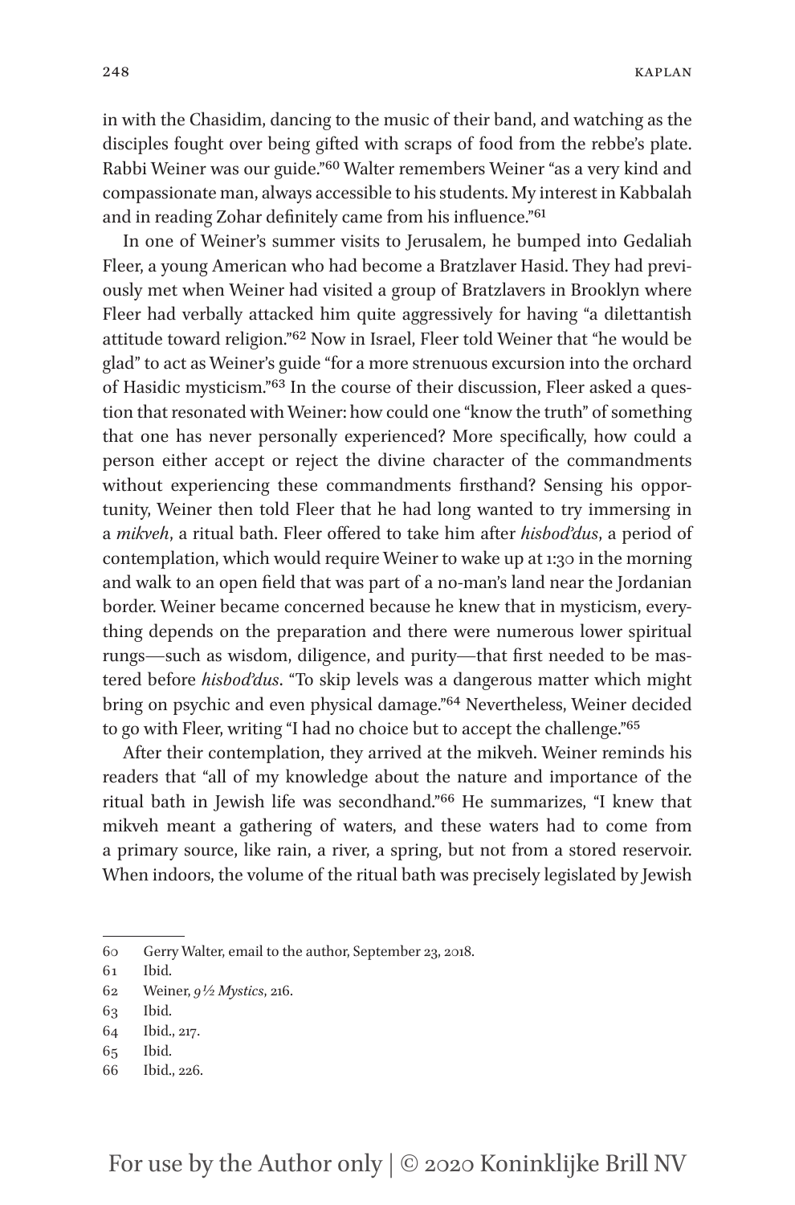in with the Chasidim, dancing to the music of their band, and watching as the disciples fought over being gifted with scraps of food from the rebbe's plate. Rabbi Weiner was our guide."[60] Walter remembers Weiner "as a very kind and compassionate man, always accessible to his students. My interest in Kabbalah and in reading Zohar definitely came from his influence."[61]

In one of Weiner's summer visits to Jerusalem, he bumped into Gedaliah Fleer, a young American who had become a Bratzlaver Hasid. They had previously met when Weiner had visited a group of Bratzlavers in Brooklyn where Fleer had verbally attacked him quite aggressively for having "a dilettantish attitude toward religion."[62] Now in Israel, Fleer told Weiner that "he would be glad" to act as Weiner's guide "for a more strenuous excursion into the orchard of Hasidic mysticism."[63] In the course of their discussion, Fleer asked a question that resonated with Weiner: how could one "know the truth" of something that one has never personally experienced? More specifically, how could a person either accept or reject the divine character of the commandments without experiencing these commandments firsthand? Sensing his opportunity, Weiner then told Fleer that he had long wanted to try immersing in a *mikveh*, a ritual bath. Fleer offered to take him after *hisbod'dus*, a period of contemplation, which would require Weiner to wake up at 1:30 in the morning and walk to an open field that was part of a no-man's land near the Jordanian border. Weiner became concerned because he knew that in mysticism, everything depends on the preparation and there were numerous lower spiritual rungs—such as wisdom, diligence, and purity—that first needed to be mastered before *hisbod'dus*. "To skip levels was a dangerous matter which might bring on psychic and even physical damage."[64] Nevertheless, Weiner decided to go with Fleer, writing "I had no choice but to accept the challenge."[65]

After their contemplation, they arrived at the mikveh. Weiner reminds his readers that "all of my knowledge about the nature and importance of the ritual bath in Jewish life was secondhand."[66] He summarizes, "I knew that mikveh meant a gathering of waters, and these waters had to come from a primary source, like rain, a river, a spring, but not from a stored reservoir. When indoors, the volume of the ritual bath was precisely legislated by Jewish

---

60 Gerry Walter, email to the author, September 23, 2018.

61 Ibid.

62 Weiner, *9½ Mystics*, 216.

63 Ibid.

64 Ibid., 217.

65 Ibid.

66 Ibid., 226.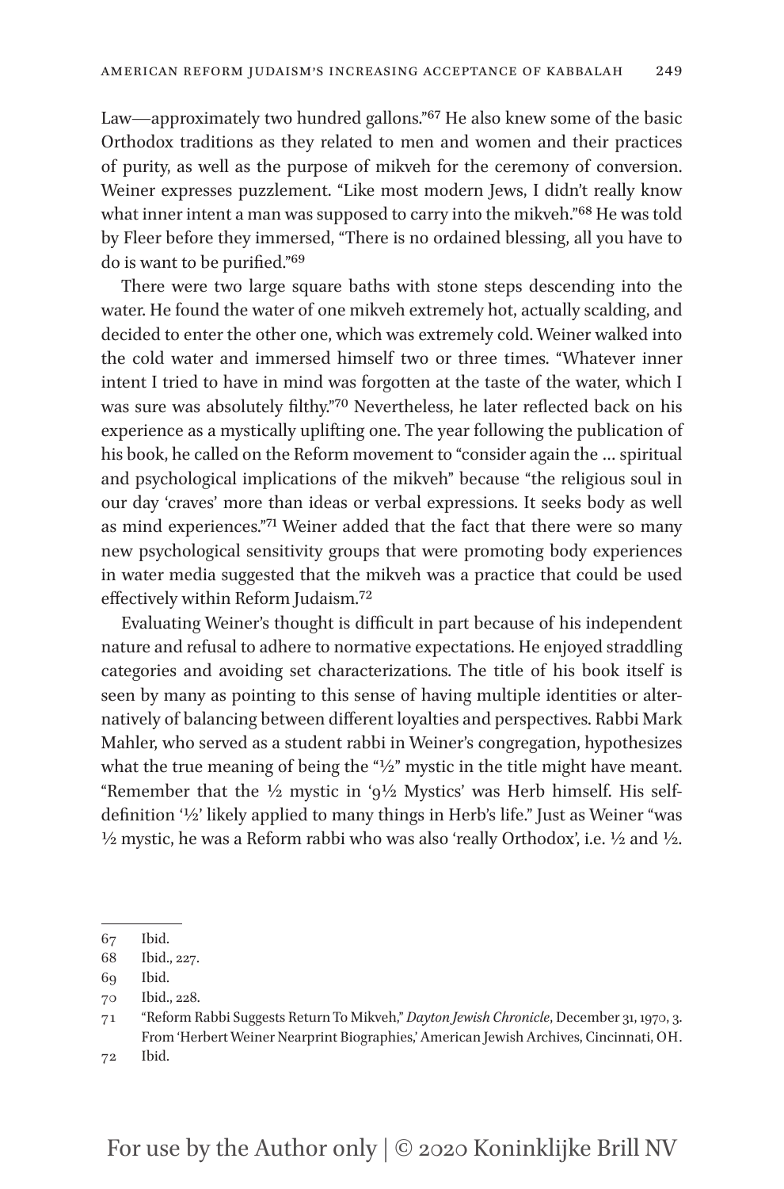Law—approximately two hundred gallons."[67] He also knew some of the basic Orthodox traditions as they related to men and women and their practices of purity, as well as the purpose of mikveh for the ceremony of conversion. Weiner expresses puzzlement. "Like most modern Jews, I didn't really know what inner intent a man was supposed to carry into the mikveh."[68] He was told by Fleer before they immersed, "There is no ordained blessing, all you have to do is want to be purified."[69]

There were two large square baths with stone steps descending into the water. He found the water of one mikveh extremely hot, actually scalding, and decided to enter the other one, which was extremely cold. Weiner walked into the cold water and immersed himself two or three times. "Whatever inner intent I tried to have in mind was forgotten at the taste of the water, which I was sure was absolutely filthy."[70] Nevertheless, he later reflected back on his experience as a mystically uplifting one. The year following the publication of his book, he called on the Reform movement to "consider again the … spiritual and psychological implications of the mikveh" because "the religious soul in our day 'craves' more than ideas or verbal expressions. It seeks body as well as mind experiences."[71] Weiner added that the fact that there were so many new psychological sensitivity groups that were promoting body experiences in water media suggested that the mikveh was a practice that could be used effectively within Reform Judaism.[72]

Evaluating Weiner's thought is difficult in part because of his independent nature and refusal to adhere to normative expectations. He enjoyed straddling categories and avoiding set characterizations. The title of his book itself is seen by many as pointing to this sense of having multiple identities or alternatively of balancing between different loyalties and perspectives. Rabbi Mark Mahler, who served as a student rabbi in Weiner's congregation, hypothesizes what the true meaning of being the "½" mystic in the title might have meant. "Remember that the ½ mystic in '9½ Mystics' was Herb himself. His self-definition '½' likely applied to many things in Herb's life." Just as Weiner "was ½ mystic, he was a Reform rabbi who was also 'really Orthodox', i.e. ½ and ½.

---

67 Ibid.

68 Ibid., 227.

69 Ibid.

70 Ibid., 228.

71 "Reform Rabbi Suggests Return To Mikveh," *Dayton Jewish Chronicle*, December 31, 1970, 3. From 'Herbert Weiner Nearprint Biographies,' American Jewish Archives, Cincinnati, OH.

72 Ibid.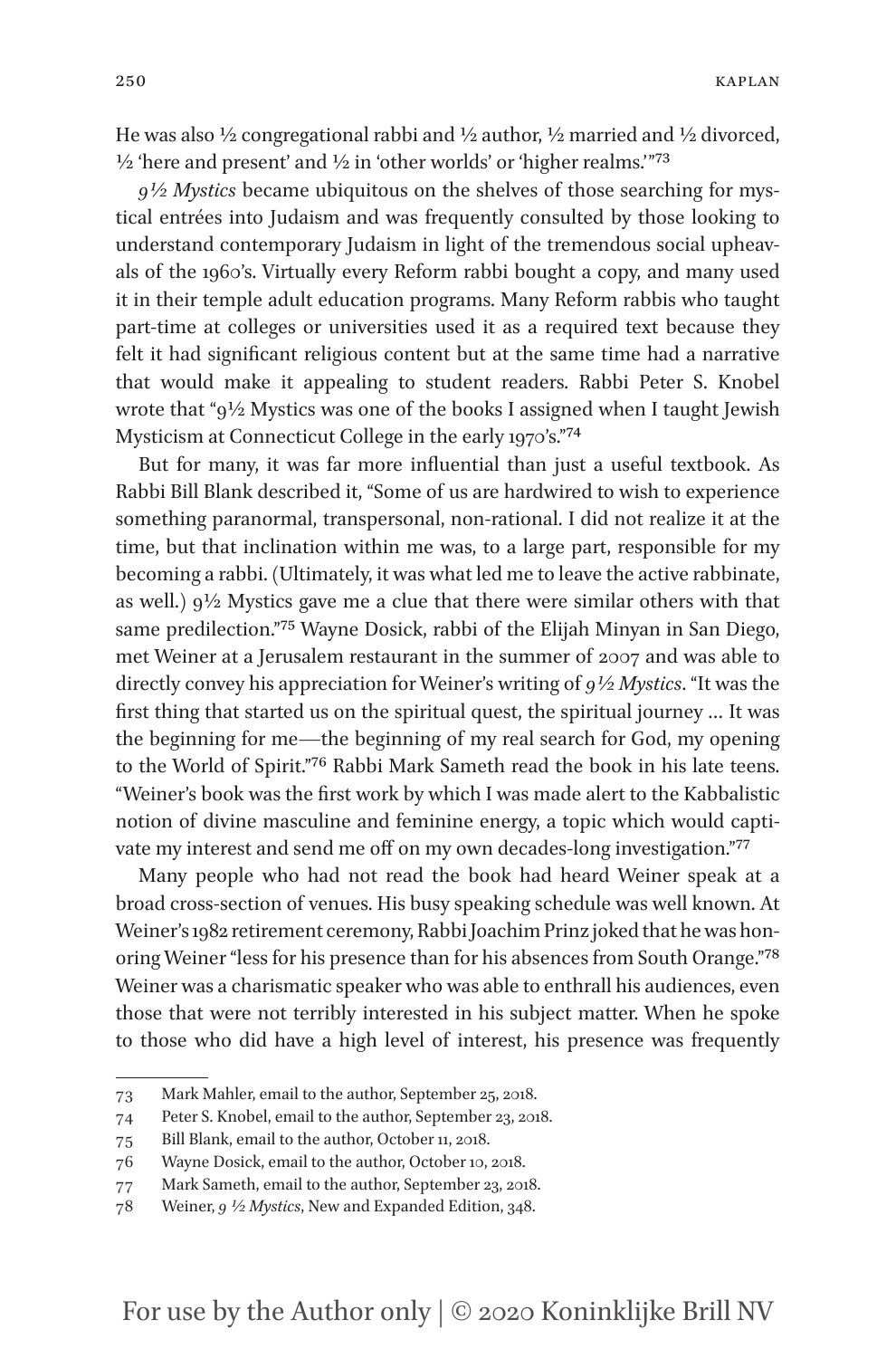He was also ½ congregational rabbi and ½ author, ½ married and ½ divorced, ½ 'here and present' and ½ in 'other worlds' or 'higher realms.'"[73]

*9½ Mystics* became ubiquitous on the shelves of those searching for mystical entrées into Judaism and was frequently consulted by those looking to understand contemporary Judaism in light of the tremendous social upheavals of the 1960's. Virtually every Reform rabbi bought a copy, and many used it in their temple adult education programs. Many Reform rabbis who taught part-time at colleges or universities used it as a required text because they felt it had significant religious content but at the same time had a narrative that would make it appealing to student readers. Rabbi Peter S. Knobel wrote that "9½ Mystics was one of the books I assigned when I taught Jewish Mysticism at Connecticut College in the early 1970's."[74]

But for many, it was far more influential than just a useful textbook. As Rabbi Bill Blank described it, "Some of us are hardwired to wish to experience something paranormal, transpersonal, non-rational. I did not realize it at the time, but that inclination within me was, to a large part, responsible for my becoming a rabbi. (Ultimately, it was what led me to leave the active rabbinate, as well.) 9½ Mystics gave me a clue that there were similar others with that same predilection."[75] Wayne Dosick, rabbi of the Elijah Minyan in San Diego, met Weiner at a Jerusalem restaurant in the summer of 2007 and was able to directly convey his appreciation for Weiner's writing of *9½ Mystics*. "It was the first thing that started us on the spiritual quest, the spiritual journey … It was the beginning for me—the beginning of my real search for God, my opening to the World of Spirit."[76] Rabbi Mark Sameth read the book in his late teens. "Weiner's book was the first work by which I was made alert to the Kabbalistic notion of divine masculine and feminine energy, a topic which would captivate my interest and send me off on my own decades-long investigation."[77]

Many people who had not read the book had heard Weiner speak at a broad cross-section of venues. His busy speaking schedule was well known. At Weiner's 1982 retirement ceremony, Rabbi Joachim Prinz joked that he was honoring Weiner "less for his presence than for his absences from South Orange."[78] Weiner was a charismatic speaker who was able to enthrall his audiences, even those that were not terribly interested in his subject matter. When he spoke to those who did have a high level of interest, his presence was frequently

---

73 Mark Mahler, email to the author, September 25, 2018.

74 Peter S. Knobel, email to the author, September 23, 2018.

75 Bill Blank, email to the author, October 11, 2018.

76 Wayne Dosick, email to the author, October 10, 2018.

77 Mark Sameth, email to the author, September 23, 2018.

78 Weiner, *9 ½ Mystics*, New and Expanded Edition, 348.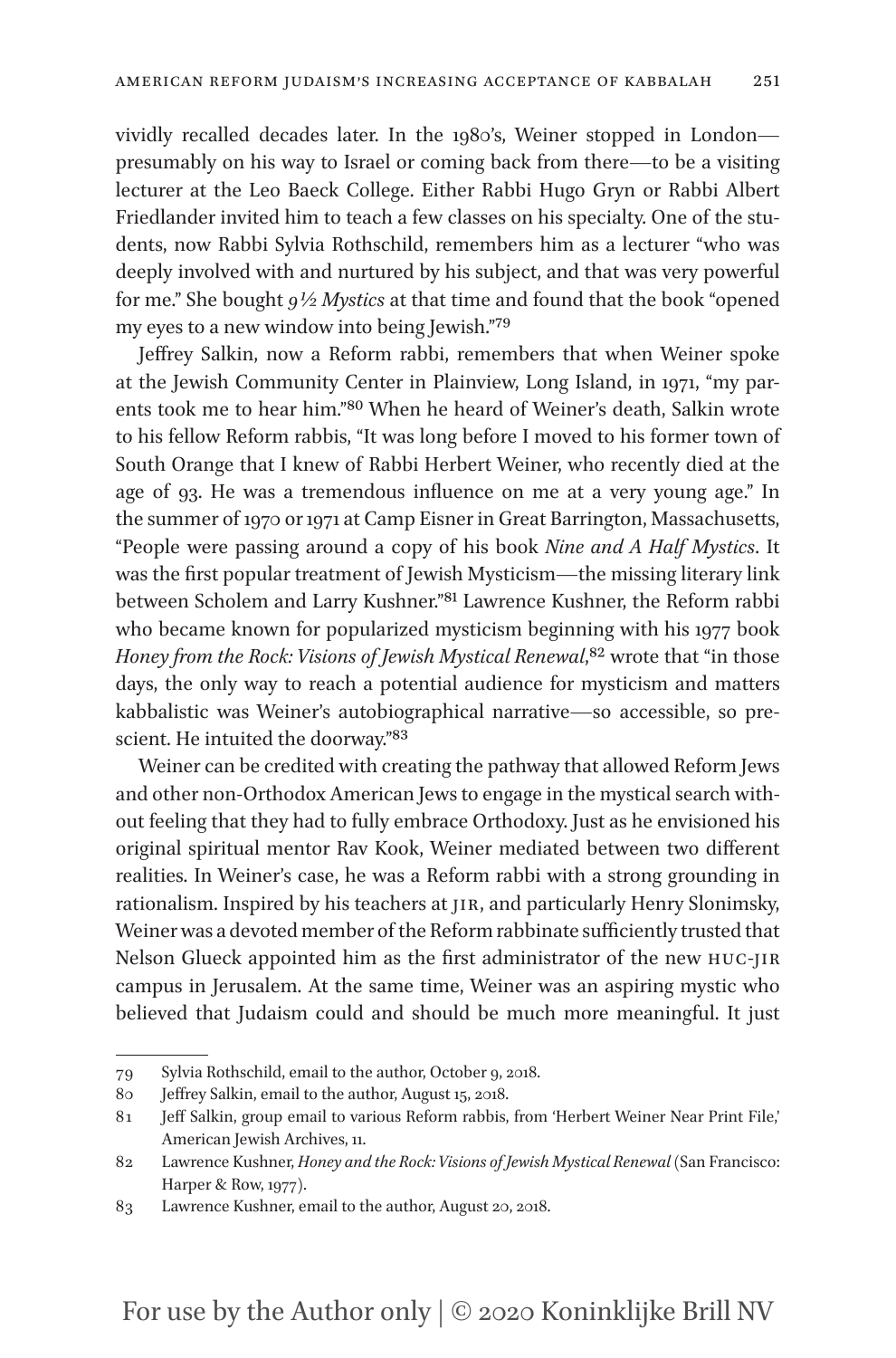vividly recalled decades later. In the 1980's, Weiner stopped in London—presumably on his way to Israel or coming back from there—to be a visiting lecturer at the Leo Baeck College. Either Rabbi Hugo Gryn or Rabbi Albert Friedlander invited him to teach a few classes on his specialty. One of the students, now Rabbi Sylvia Rothschild, remembers him as a lecturer "who was deeply involved with and nurtured by his subject, and that was very powerful for me." She bought *9½ Mystics* at that time and found that the book "opened my eyes to a new window into being Jewish."[79]

Jeffrey Salkin, now a Reform rabbi, remembers that when Weiner spoke at the Jewish Community Center in Plainview, Long Island, in 1971, "my parents took me to hear him."[80] When he heard of Weiner's death, Salkin wrote to his fellow Reform rabbis, "It was long before I moved to his former town of South Orange that I knew of Rabbi Herbert Weiner, who recently died at the age of 93. He was a tremendous influence on me at a very young age." In the summer of 1970 or 1971 at Camp Eisner in Great Barrington, Massachusetts, "People were passing around a copy of his book *Nine and A Half Mystics*. It was the first popular treatment of Jewish Mysticism—the missing literary link between Scholem and Larry Kushner."[81] Lawrence Kushner, the Reform rabbi who became known for popularized mysticism beginning with his 1977 book *Honey from the Rock: Visions of Jewish Mystical Renewal*,[82] wrote that "in those days, the only way to reach a potential audience for mysticism and matters kabbalistic was Weiner's autobiographical narrative—so accessible, so prescient. He intuited the doorway."[83]

Weiner can be credited with creating the pathway that allowed Reform Jews and other non-Orthodox American Jews to engage in the mystical search without feeling that they had to fully embrace Orthodoxy. Just as he envisioned his original spiritual mentor Rav Kook, Weiner mediated between two different realities. In Weiner's case, he was a Reform rabbi with a strong grounding in rationalism. Inspired by his teachers at JIR, and particularly Henry Slonimsky, Weiner was a devoted member of the Reform rabbinate sufficiently trusted that Nelson Glueck appointed him as the first administrator of the new HUC-JIR campus in Jerusalem. At the same time, Weiner was an aspiring mystic who believed that Judaism could and should be much more meaningful. It just

---

79 Sylvia Rothschild, email to the author, October 9, 2018.

80 Jeffrey Salkin, email to the author, August 15, 2018.

81 Jeff Salkin, group email to various Reform rabbis, from 'Herbert Weiner Near Print File,' American Jewish Archives, 11.

82 Lawrence Kushner, *Honey and the Rock: Visions of Jewish Mystical Renewal* (San Francisco: Harper & Row, 1977).

83 Lawrence Kushner, email to the author, August 20, 2018.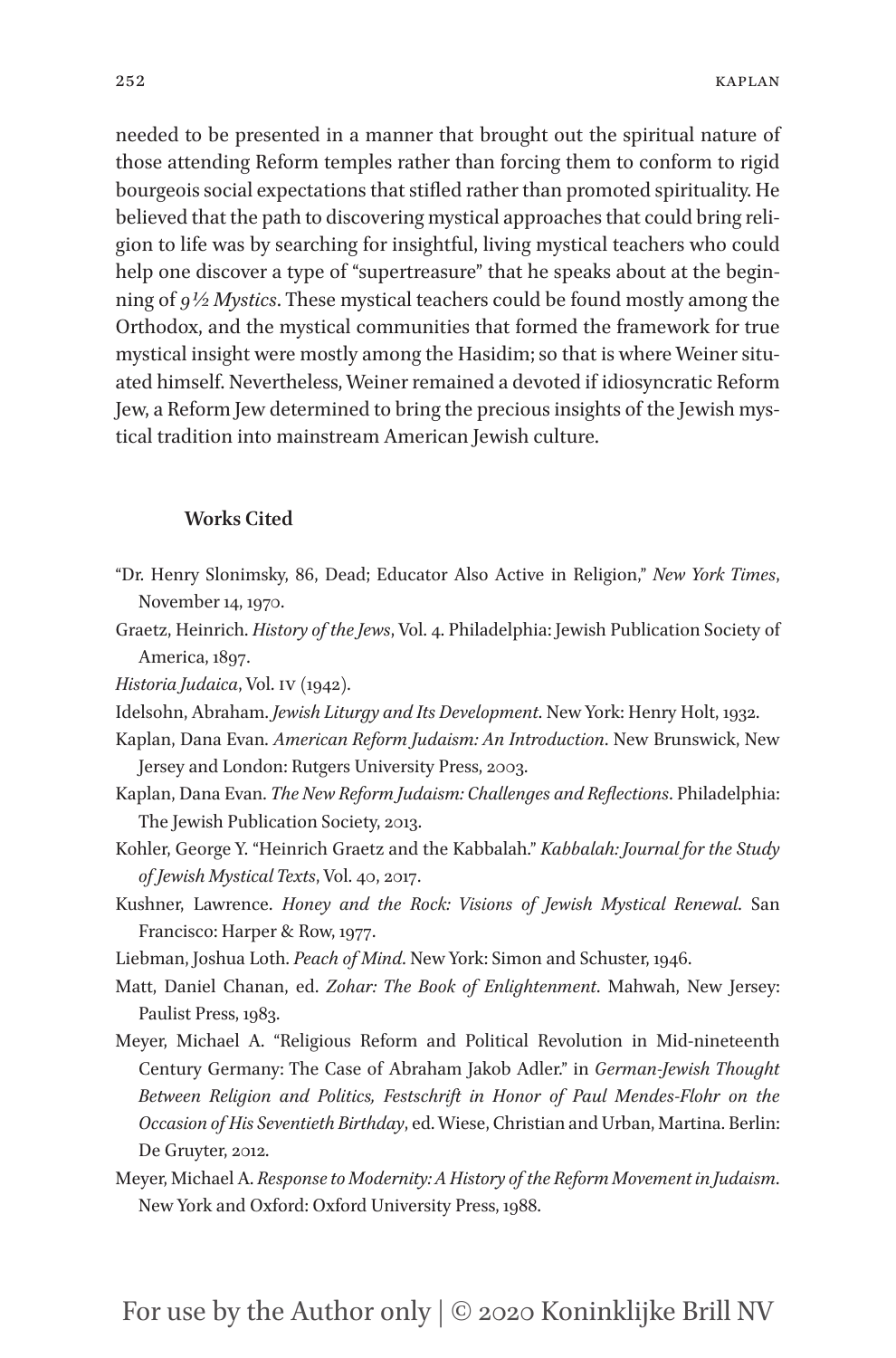needed to be presented in a manner that brought out the spiritual nature of those attending Reform temples rather than forcing them to conform to rigid bourgeois social expectations that stifled rather than promoted spirituality. He believed that the path to discovering mystical approaches that could bring religion to life was by searching for insightful, living mystical teachers who could help one discover a type of "supertreasure" that he speaks about at the beginning of *9½ Mystics*. These mystical teachers could be found mostly among the Orthodox, and the mystical communities that formed the framework for true mystical insight were mostly among the Hasidim; so that is where Weiner situated himself. Nevertheless, Weiner remained a devoted if idiosyncratic Reform Jew, a Reform Jew determined to bring the precious insights of the Jewish mystical tradition into mainstream American Jewish culture.

## Works Cited

"Dr. Henry Slonimsky, 86, Dead; Educator Also Active in Religion," *New York Times*, November 14, 1970.

Graetz, Heinrich. *History of the Jews*, Vol. 4. Philadelphia: Jewish Publication Society of America, 1897.

*Historia Judaica*, Vol. IV (1942).

Idelsohn, Abraham. *Jewish Liturgy and Its Development*. New York: Henry Holt, 1932.

Kaplan, Dana Evan. *American Reform Judaism: An Introduction*. New Brunswick, New Jersey and London: Rutgers University Press, 2003.

Kaplan, Dana Evan. *The New Reform Judaism: Challenges and Reflections*. Philadelphia: The Jewish Publication Society, 2013.

Kohler, George Y. "Heinrich Graetz and the Kabbalah." *Kabbalah: Journal for the Study of Jewish Mystical Texts*, Vol. 40, 2017.

Kushner, Lawrence. *Honey and the Rock: Visions of Jewish Mystical Renewal*. San Francisco: Harper & Row, 1977.

Liebman, Joshua Loth. *Peach of Mind*. New York: Simon and Schuster, 1946.

Matt, Daniel Chanan, ed. *Zohar: The Book of Enlightenment*. Mahwah, New Jersey: Paulist Press, 1983.

Meyer, Michael A. "Religious Reform and Political Revolution in Mid-nineteenth Century Germany: The Case of Abraham Jakob Adler." in *German-Jewish Thought Between Religion and Politics, Festschrift in Honor of Paul Mendes-Flohr on the Occasion of His Seventieth Birthday*, ed. Wiese, Christian and Urban, Martina. Berlin: De Gruyter, 2012.

Meyer, Michael A. *Response to Modernity: A History of the Reform Movement in Judaism*. New York and Oxford: Oxford University Press, 1988.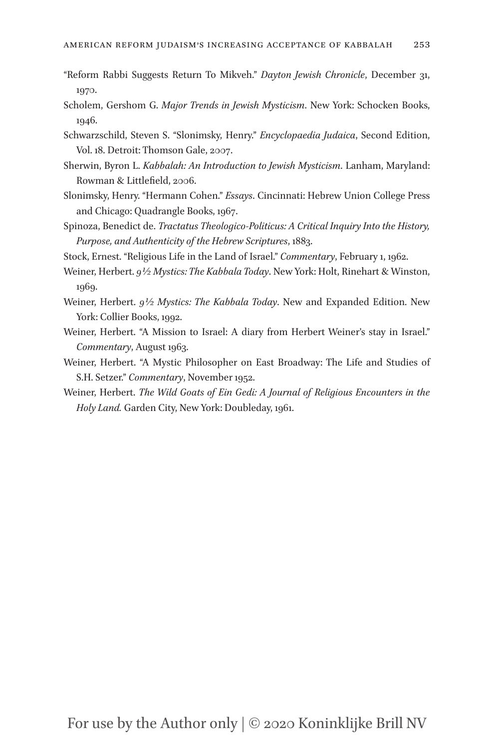"Reform Rabbi Suggests Return To Mikveh." *Dayton Jewish Chronicle*, December 31, 1970.

Scholem, Gershom G. *Major Trends in Jewish Mysticism*. New York: Schocken Books, 1946.

Schwarzschild, Steven S. "Slonimsky, Henry." *Encyclopaedia Judaica*, Second Edition, Vol. 18. Detroit: Thomson Gale, 2007.

Sherwin, Byron L. *Kabbalah: An Introduction to Jewish Mysticism*. Lanham, Maryland: Rowman & Littlefield, 2006.

Slonimsky, Henry. "Hermann Cohen." *Essays*. Cincinnati: Hebrew Union College Press and Chicago: Quadrangle Books, 1967.

Spinoza, Benedict de. *Tractatus Theologico-Politicus: A Critical Inquiry Into the History, Purpose, and Authenticity of the Hebrew Scriptures*, 1883.

Stock, Ernest. "Religious Life in the Land of Israel." *Commentary*, February 1, 1962.

Weiner, Herbert. *9½ Mystics: The Kabbala Today*. New York: Holt, Rinehart & Winston, 1969.

Weiner, Herbert. *9½ Mystics: The Kabbala Today*. New and Expanded Edition. New York: Collier Books, 1992.

Weiner, Herbert. "A Mission to Israel: A diary from Herbert Weiner's stay in Israel." *Commentary*, August 1963.

Weiner, Herbert. "A Mystic Philosopher on East Broadway: The Life and Studies of S.H. Setzer." *Commentary*, November 1952.

Weiner, Herbert. *The Wild Goats of Ein Gedi: A Journal of Religious Encounters in the Holy Land.* Garden City, New York: Doubleday, 1961.